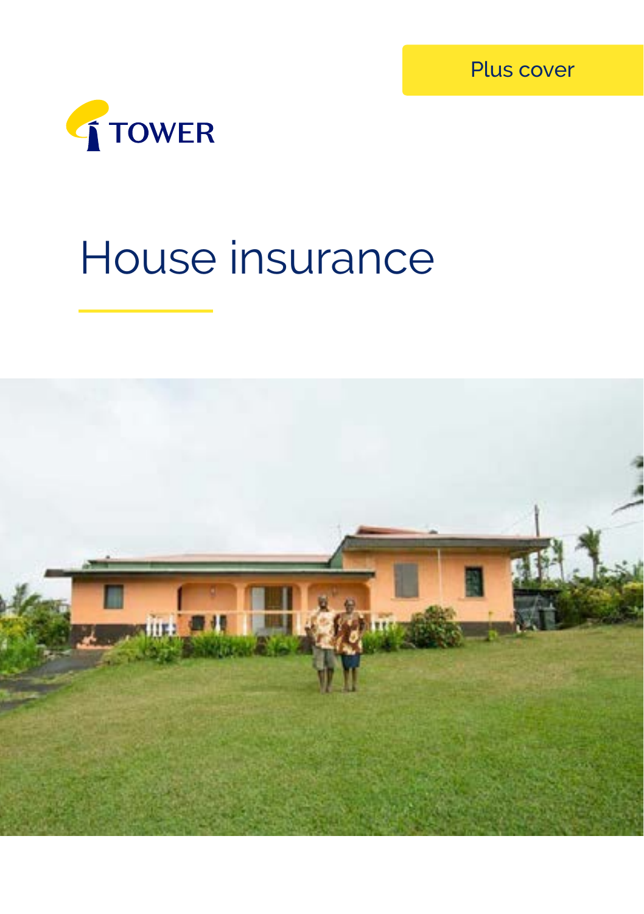Plus cover

TOWER

# House insurance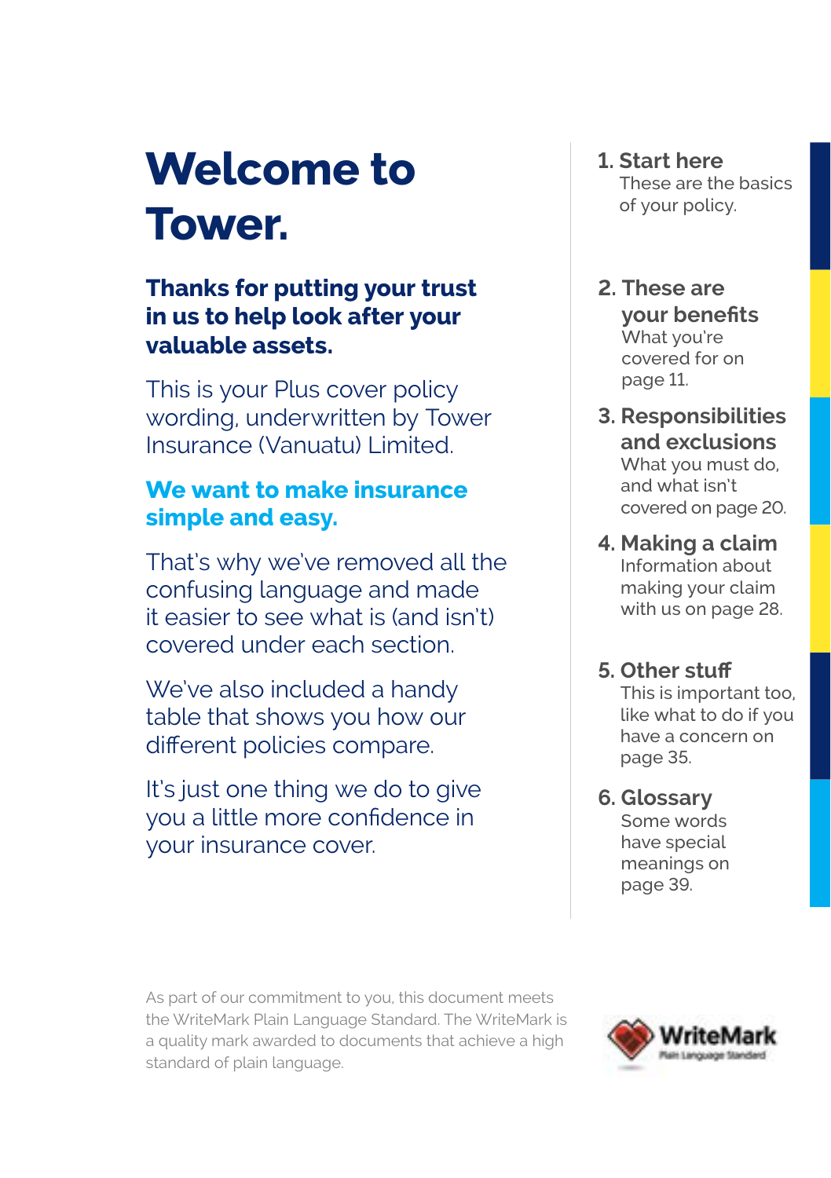# Welcome to Tower.

**Thanks for putting your trust in us to help look after your valuable assets.**

This is your Plus cover policy wording, underwritten by Tower Insurance (Vanuatu) Limited.

**We want to make insurance simple and easy.**

That's why we've removed all the confusing language and made it easier to see what is (and isn't) covered under each section.

We've also included a handy table that shows you how our different policies compare.

It's just one thing we do to give you a little more confidence in your insurance cover.

1. **Start here**
   These are the basics of your policy.

2. **These are your benefits**
   What you're covered for on page 11.

3. **Responsibilities and exclusions**
   What you must do, and what isn't covered on page 20.

4. **Making a claim**
   Information about making your claim with us on page 28.

5. **Other stuff**
   This is important too, like what to do if you have a concern on page 35.

6. **Glossary**
   Some words have special meanings on page 39.

As part of our commitment to you, this document meets the WriteMark Plain Language Standard. The WriteMark is a quality mark awarded to documents that achieve a high standard of plain language.

WriteMark Plain Language Standard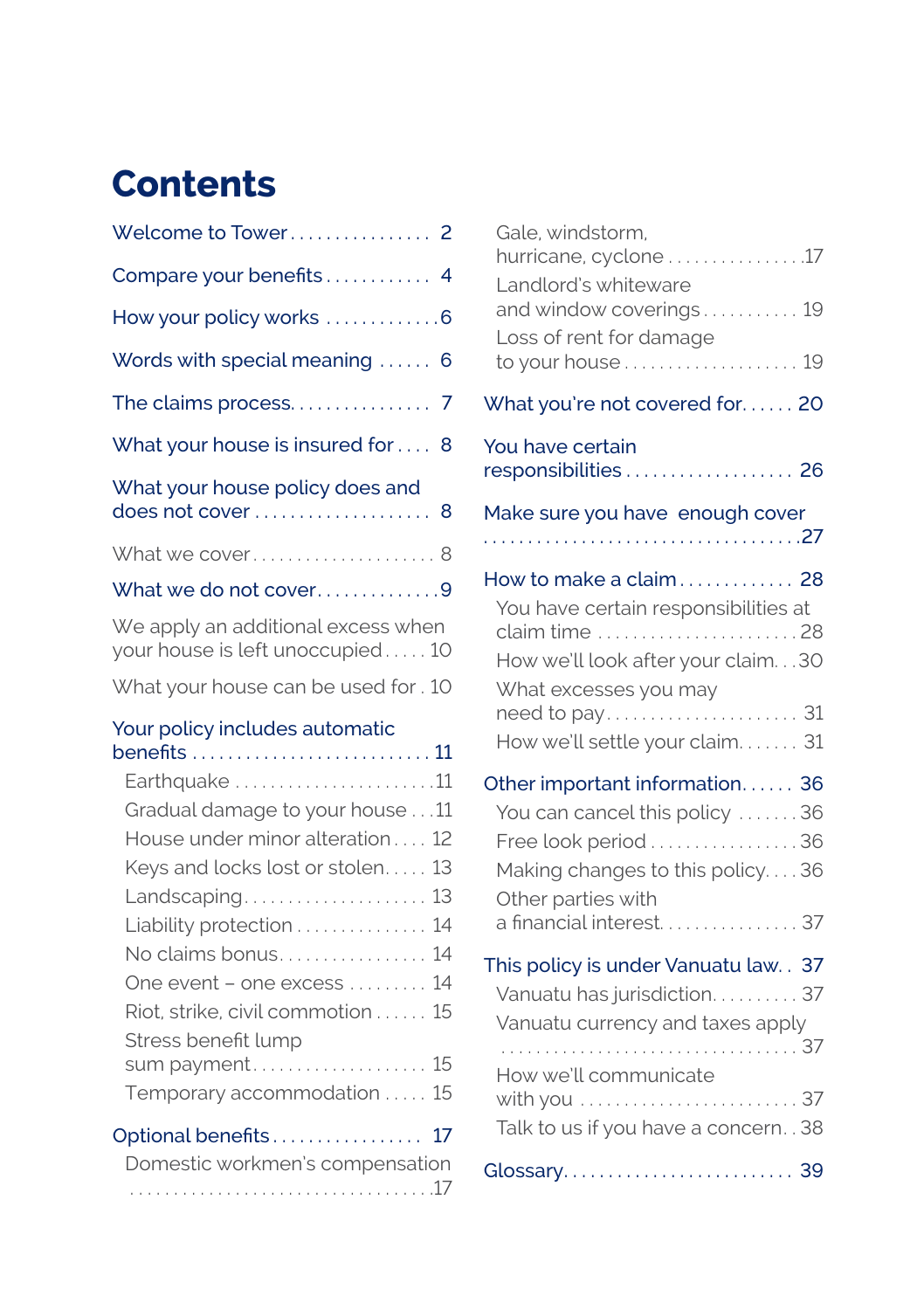# Contents

Welcome to Tower . . . . . . . . . . . . . . . . 2

Compare your benefits . . . . . . . . . . . . 4

How your policy works . . . . . . . . . . . . .6

Words with special meaning . . . . . . 6

The claims process. . . . . . . . . . . . . . . . 7

What your house is insured for . . . . 8

What your house policy does and does not cover . . . . . . . . . . . . . . . . . . . . 8

What we cover . . . . . . . . . . . . . . . . . . . . . 8

What we do not cover. . . . . . . . . . . . . .9

We apply an additional excess when your house is left unoccupied . . . . . 10

What your house can be used for . 10

Your policy includes automatic benefits . . . . . . . . . . . . . . . . . . . . . . . . . . . 11

- Earthquake . . . . . . . . . . . . . . . . . . . . . . .11
- Gradual damage to your house . . .11
- House under minor alteration . . . . 12
- Keys and locks lost or stolen. . . . . 13
- Landscaping. . . . . . . . . . . . . . . . . . . . . 13
- Liability protection . . . . . . . . . . . . . . . 14
- No claims bonus. . . . . . . . . . . . . . . . . 14
- One event – one excess . . . . . . . . . 14
- Riot, strike, civil commotion . . . . . . 15
- Stress benefit lump sum payment. . . . . . . . . . . . . . . . . . . . 15
- Temporary accommodation . . . . . 15

Optional benefits . . . . . . . . . . . . . . . . . 17

- Domestic workmen's compensation . . . . . . . . . . . . . . . . . . . . . . . . . . . . . . . . . . .17
- Gale, windstorm, hurricane, cyclone . . . . . . . . . . . . . . . .17
- Landlord's whiteware and window coverings . . . . . . . . . . . 19
- Loss of rent for damage to your house . . . . . . . . . . . . . . . . . . . . 19

What you're not covered for. . . . . . 20

You have certain responsibilities . . . . . . . . . . . . . . . . . . . 26

Make sure you have enough cover . . . . . . . . . . . . . . . . . . . . . . . . . . . . . . . . . . . .27

How to make a claim . . . . . . . . . . . . . 28

- You have certain responsibilities at claim time . . . . . . . . . . . . . . . . . . . . . . . .28
- How we'll look after your claim. . .30
- What excesses you may need to pay. . . . . . . . . . . . . . . . . . . . . . . 31
- How we'll settle your claim. . . . . . . 31

Other important information. . . . . . 36

- You can cancel this policy . . . . . . .36
- Free look period . . . . . . . . . . . . . . . . .36
- Making changes to this policy. . . .36
- Other parties with a financial interest. . . . . . . . . . . . . . . . 37

This policy is under Vanuatu law. . 37

- Vanuatu has jurisdiction. . . . . . . . . . 37
- Vanuatu currency and taxes apply . . . . . . . . . . . . . . . . . . . . . . . . . . . . . . . . . 37
- How we'll communicate with you . . . . . . . . . . . . . . . . . . . . . . . . . 37
- Talk to us if you have a concern. . 38

Glossary. . . . . . . . . . . . . . . . . . . . . . . . . . 39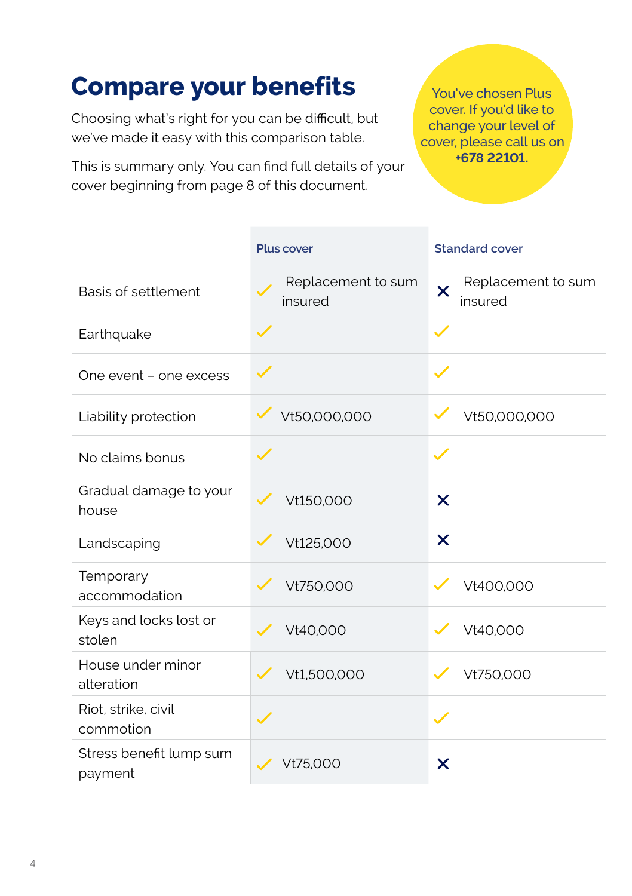# Compare your benefits

Choosing what's right for you can be difficult, but we've made it easy with this comparison table.

This is summary only. You can find full details of your cover beginning from page 8 of this document.

You've chosen Plus cover. If you'd like to change your level of cover, please call us on **+678 22101.**

| | Plus cover | Standard cover |
|---|---|---|
| Basis of settlement | ✓ Replacement to sum insured | ✗ Replacement to sum insured |
| Earthquake | ✓ | ✓ |
| One event – one excess | ✓ | ✓ |
| Liability protection | ✓ Vt50,000,000 | ✓ Vt50,000,000 |
| No claims bonus | ✓ | ✓ |
| Gradual damage to your house | ✓ Vt150,000 | ✗ |
| Landscaping | ✓ Vt125,000 | ✗ |
| Temporary accommodation | ✓ Vt750,000 | ✓ Vt400,000 |
| Keys and locks lost or stolen | ✓ Vt40,000 | ✓ Vt40,000 |
| House under minor alteration | ✓ Vt1,500,000 | ✓ Vt750,000 |
| Riot, strike, civil commotion | ✓ | ✓ |
| Stress benefit lump sum payment | ✓ Vt75,000 | ✗ |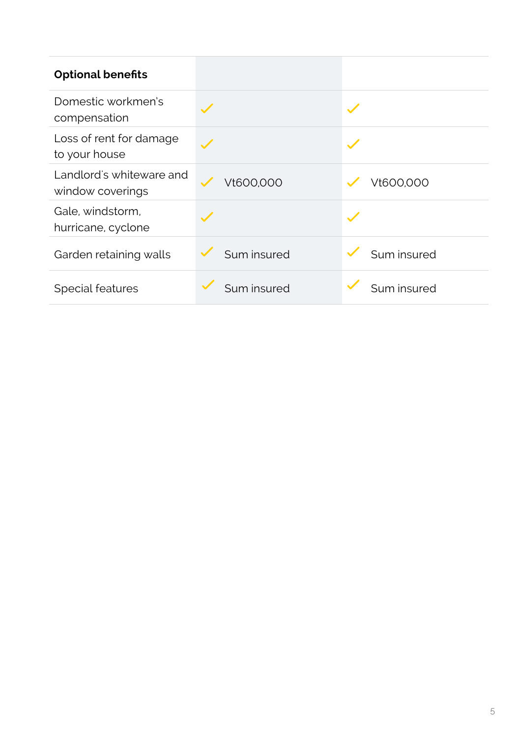| Optional benefits | | |
|---|---|---|
| Domestic workmen's compensation | ✓ | ✓ |
| Loss of rent for damage to your house | ✓ | ✓ |
| Landlord's whiteware and window coverings | ✓ Vt600,000 | ✓ Vt600,000 |
| Gale, windstorm, hurricane, cyclone | ✓ | ✓ |
| Garden retaining walls | ✓ Sum insured | ✓ Sum insured |
| Special features | ✓ Sum insured | ✓ Sum insured |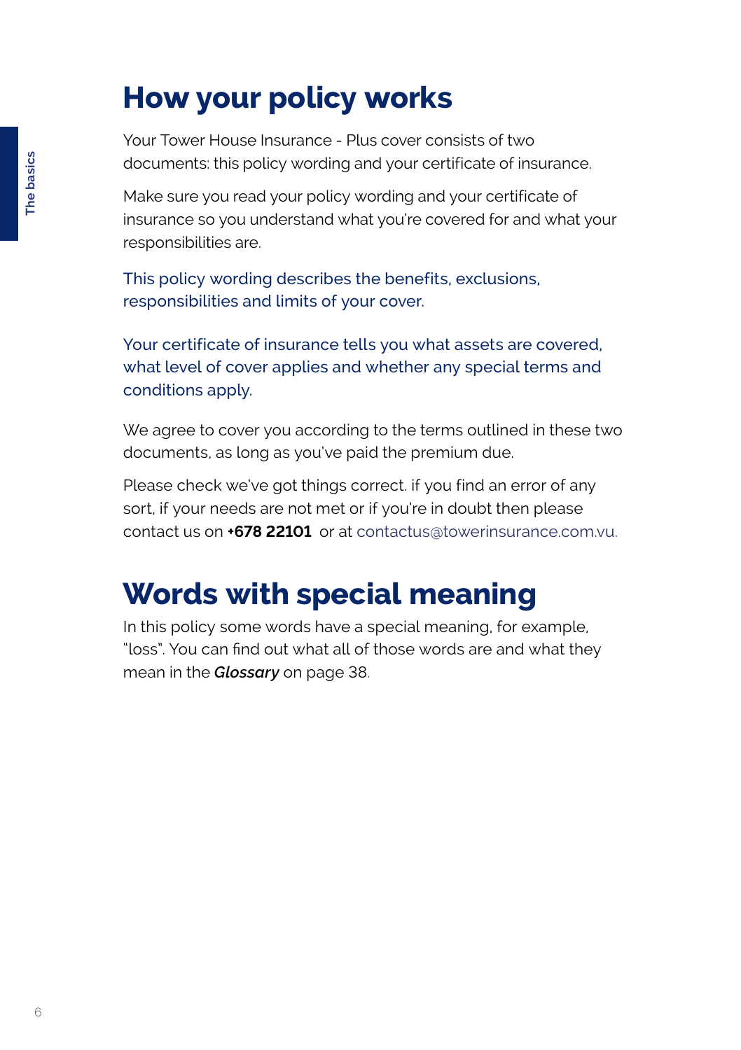# How your policy works

Your Tower House Insurance - Plus cover consists of two documents: this policy wording and your certificate of insurance.

Make sure you read your policy wording and your certificate of insurance so you understand what you're covered for and what your responsibilities are.

This policy wording describes the benefits, exclusions, responsibilities and limits of your cover.

Your certificate of insurance tells you what assets are covered, what level of cover applies and whether any special terms and conditions apply.

We agree to cover you according to the terms outlined in these two documents, as long as you've paid the premium due.

Please check we've got things correct. if you find an error of any sort, if your needs are not met or if you're in doubt then please contact us on **+678 22101** or at contactus@towerinsurance.com.vu.

# Words with special meaning

In this policy some words have a special meaning, for example, "loss". You can find out what all of those words are and what they mean in the ***Glossary*** on page 38.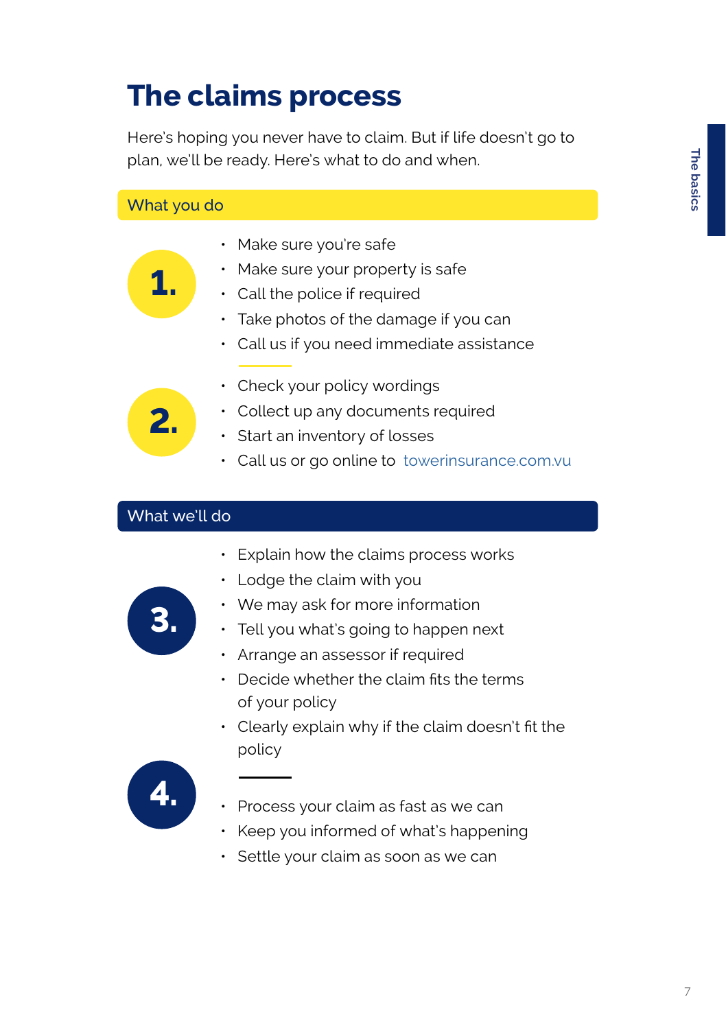# The claims process

Here's hoping you never have to claim. But if life doesn't go to plan, we'll be ready. Here's what to do and when.

## What you do

**1.**

- Make sure you're safe
- Make sure your property is safe
- Call the police if required
- Take photos of the damage if you can
- Call us if you need immediate assistance

**2.**

- Check your policy wordings
- Collect up any documents required
- Start an inventory of losses
- Call us or go online to towerinsurance.com.vu

## What we'll do

**3.**

- Explain how the claims process works
- Lodge the claim with you
- We may ask for more information
- Tell you what's going to happen next
- Arrange an assessor if required
- Decide whether the claim fits the terms of your policy
- Clearly explain why if the claim doesn't fit the policy

**4.**

- Process your claim as fast as we can
- Keep you informed of what's happening
- Settle your claim as soon as we can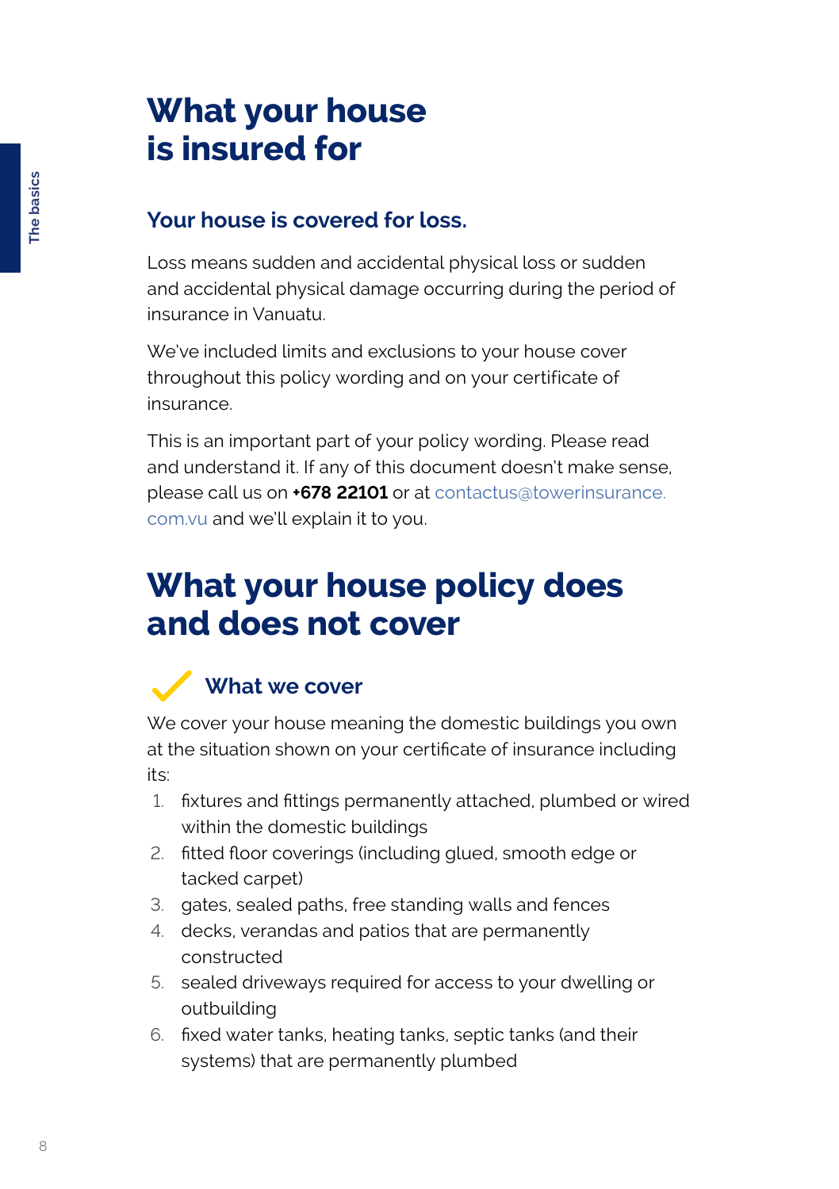# What your house is insured for

## Your house is covered for loss.

Loss means sudden and accidental physical loss or sudden and accidental physical damage occurring during the period of insurance in Vanuatu.

We've included limits and exclusions to your house cover throughout this policy wording and on your certificate of insurance.

This is an important part of your policy wording. Please read and understand it. If any of this document doesn't make sense, please call us on **+678 22101** or at contactus@towerinsurance.com.vu and we'll explain it to you.

# What your house policy does and does not cover

### What we cover

We cover your house meaning the domestic buildings you own at the situation shown on your certificate of insurance including its:

1. fixtures and fittings permanently attached, plumbed or wired within the domestic buildings
2. fitted floor coverings (including glued, smooth edge or tacked carpet)
3. gates, sealed paths, free standing walls and fences
4. decks, verandas and patios that are permanently constructed
5. sealed driveways required for access to your dwelling or outbuilding
6. fixed water tanks, heating tanks, septic tanks (and their systems) that are permanently plumbed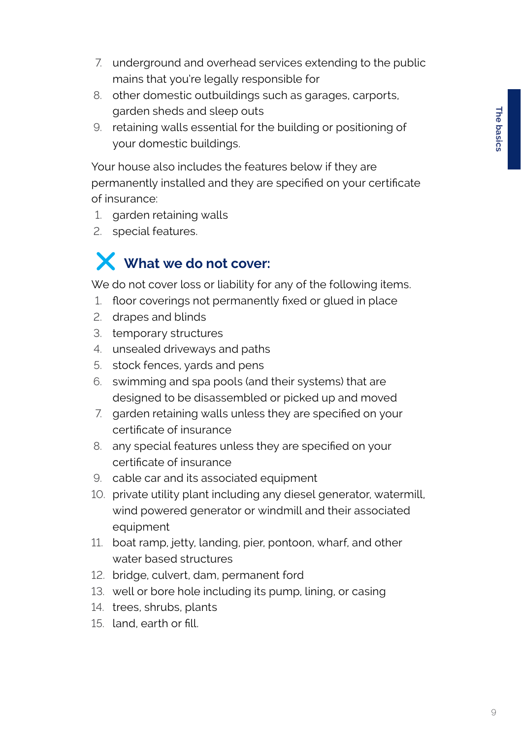7. underground and overhead services extending to the public mains that you're legally responsible for
8. other domestic outbuildings such as garages, carports, garden sheds and sleep outs
9. retaining walls essential for the building or positioning of your domestic buildings.

Your house also includes the features below if they are permanently installed and they are specified on your certificate of insurance:

1. garden retaining walls
2. special features.

## What we do not cover:

We do not cover loss or liability for any of the following items.

1. floor coverings not permanently fixed or glued in place
2. drapes and blinds
3. temporary structures
4. unsealed driveways and paths
5. stock fences, yards and pens
6. swimming and spa pools (and their systems) that are designed to be disassembled or picked up and moved
7. garden retaining walls unless they are specified on your certificate of insurance
8. any special features unless they are specified on your certificate of insurance
9. cable car and its associated equipment
10. private utility plant including any diesel generator, watermill, wind powered generator or windmill and their associated equipment
11. boat ramp, jetty, landing, pier, pontoon, wharf, and other water based structures
12. bridge, culvert, dam, permanent ford
13. well or bore hole including its pump, lining, or casing
14. trees, shrubs, plants
15. land, earth or fill.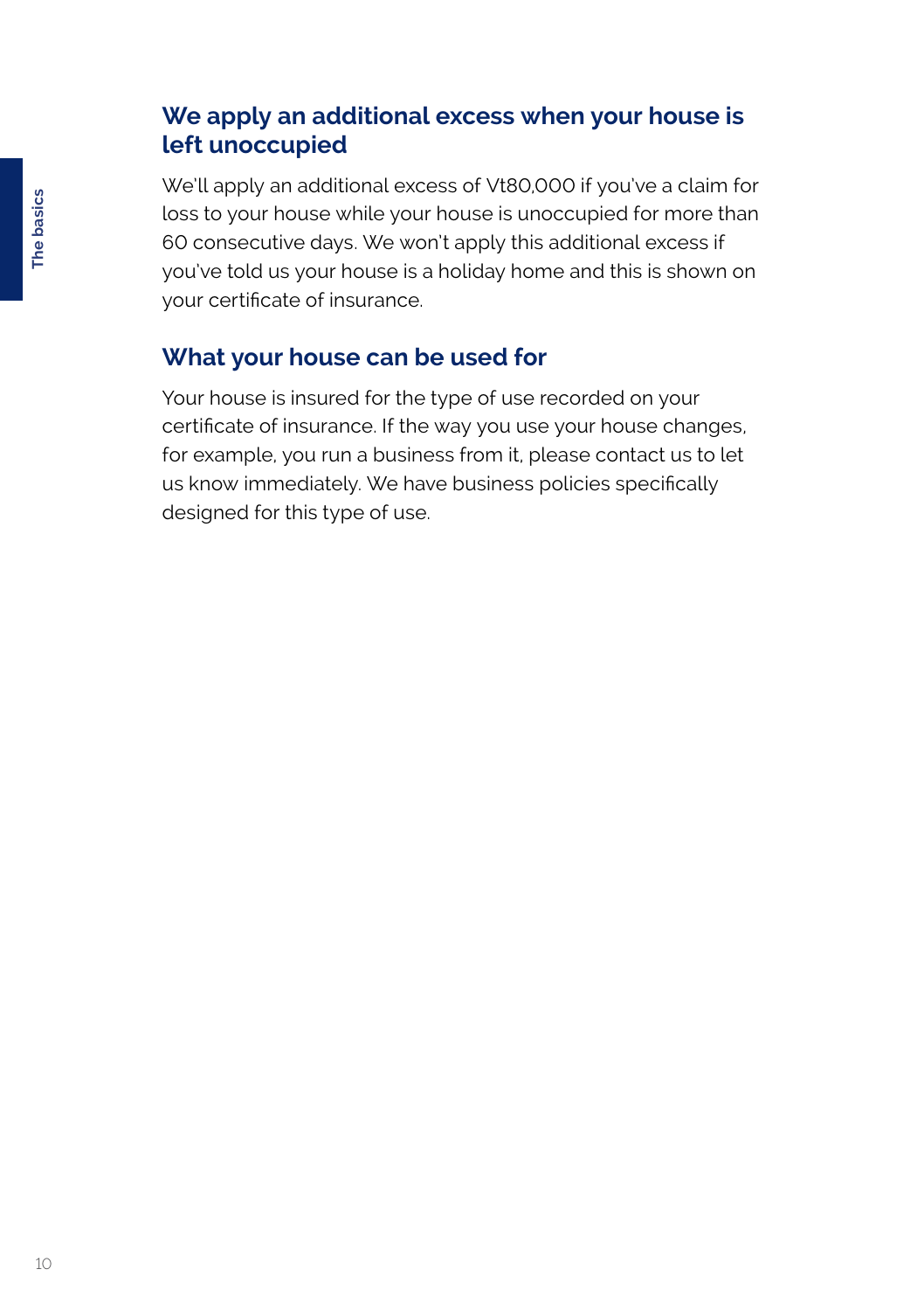## We apply an additional excess when your house is left unoccupied

We'll apply an additional excess of Vt80,000 if you've a claim for loss to your house while your house is unoccupied for more than 60 consecutive days. We won't apply this additional excess if you've told us your house is a holiday home and this is shown on your certificate of insurance.

## What your house can be used for

Your house is insured for the type of use recorded on your certificate of insurance. If the way you use your house changes, for example, you run a business from it, please contact us to let us know immediately. We have business policies specifically designed for this type of use.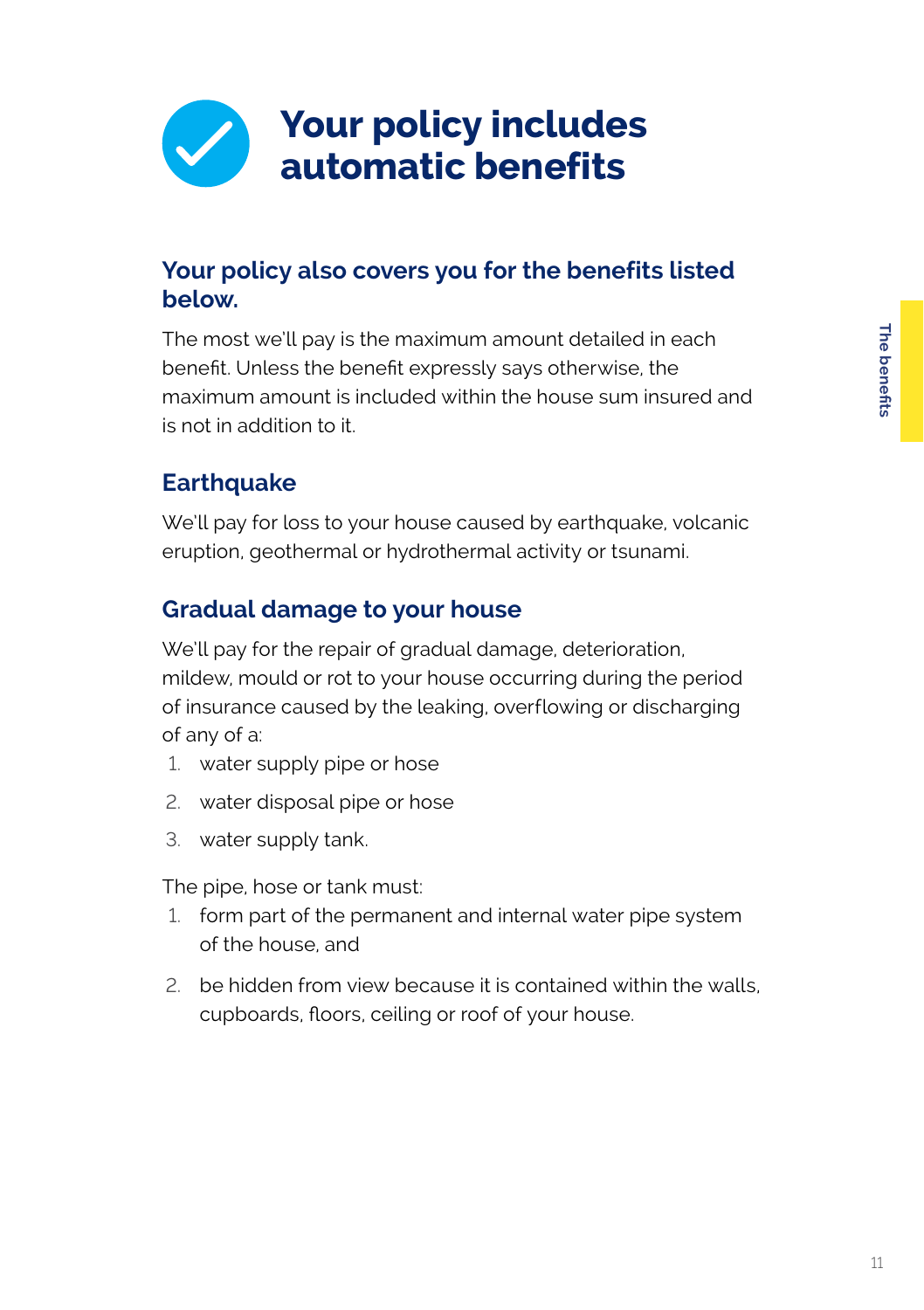# Your policy includes automatic benefits

## Your policy also covers you for the benefits listed below.

The most we'll pay is the maximum amount detailed in each benefit. Unless the benefit expressly says otherwise, the maximum amount is included within the house sum insured and is not in addition to it.

### Earthquake

We'll pay for loss to your house caused by earthquake, volcanic eruption, geothermal or hydrothermal activity or tsunami.

### Gradual damage to your house

We'll pay for the repair of gradual damage, deterioration, mildew, mould or rot to your house occurring during the period of insurance caused by the leaking, overflowing or discharging of any of a:

1. water supply pipe or hose
2. water disposal pipe or hose
3. water supply tank.

The pipe, hose or tank must:

1. form part of the permanent and internal water pipe system of the house, and
2. be hidden from view because it is contained within the walls, cupboards, floors, ceiling or roof of your house.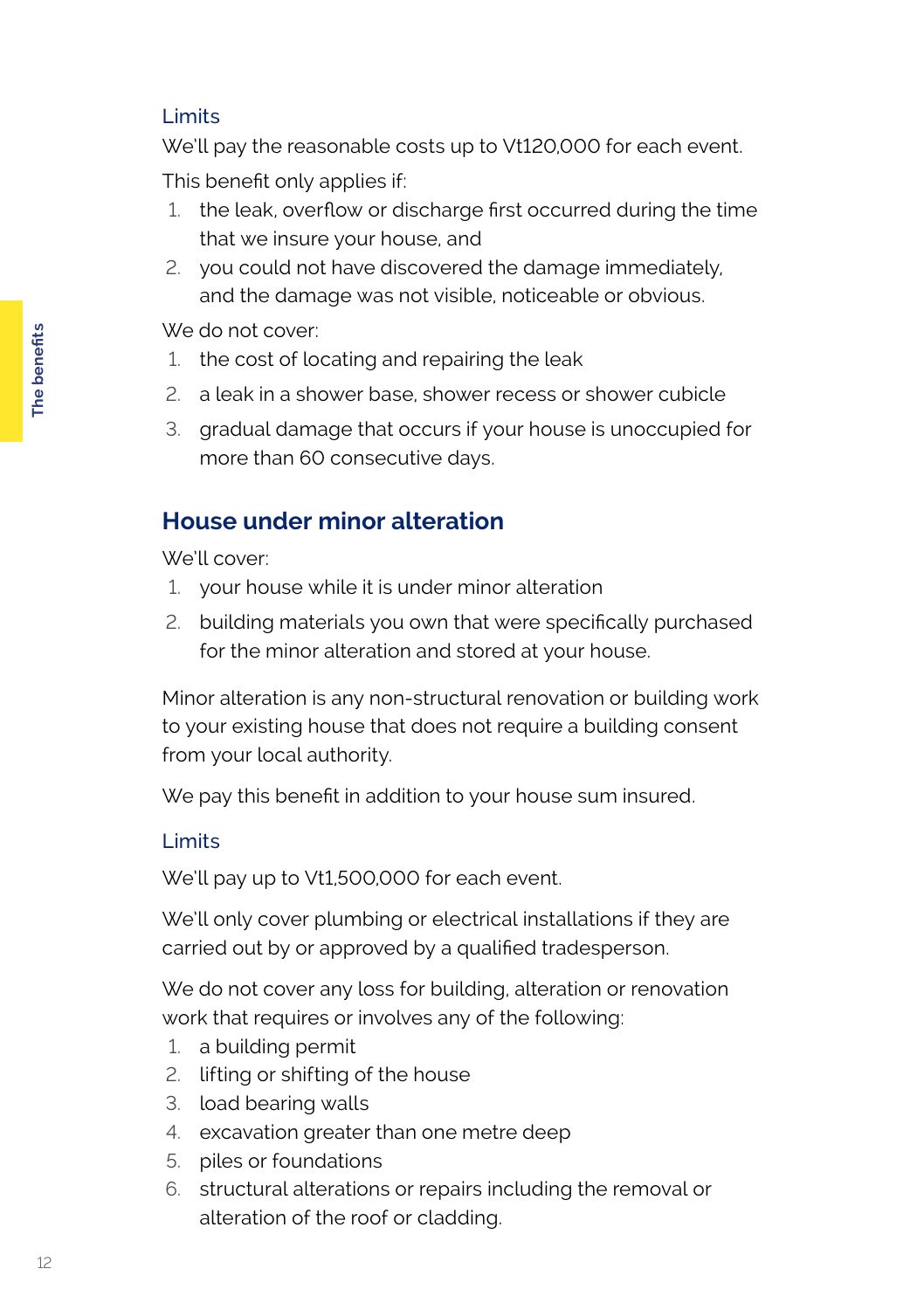### Limits

We'll pay the reasonable costs up to Vt120,000 for each event.

This benefit only applies if:

1. the leak, overflow or discharge first occurred during the time that we insure your house, and
2. you could not have discovered the damage immediately, and the damage was not visible, noticeable or obvious.

We do not cover:

1. the cost of locating and repairing the leak
2. a leak in a shower base, shower recess or shower cubicle
3. gradual damage that occurs if your house is unoccupied for more than 60 consecutive days.

## House under minor alteration

We'll cover:

1. your house while it is under minor alteration
2. building materials you own that were specifically purchased for the minor alteration and stored at your house.

Minor alteration is any non-structural renovation or building work to your existing house that does not require a building consent from your local authority.

We pay this benefit in addition to your house sum insured.

### Limits

We'll pay up to Vt1,500,000 for each event.

We'll only cover plumbing or electrical installations if they are carried out by or approved by a qualified tradesperson.

We do not cover any loss for building, alteration or renovation work that requires or involves any of the following:

1. a building permit
2. lifting or shifting of the house
3. load bearing walls
4. excavation greater than one metre deep
5. piles or foundations
6. structural alterations or repairs including the removal or alteration of the roof or cladding.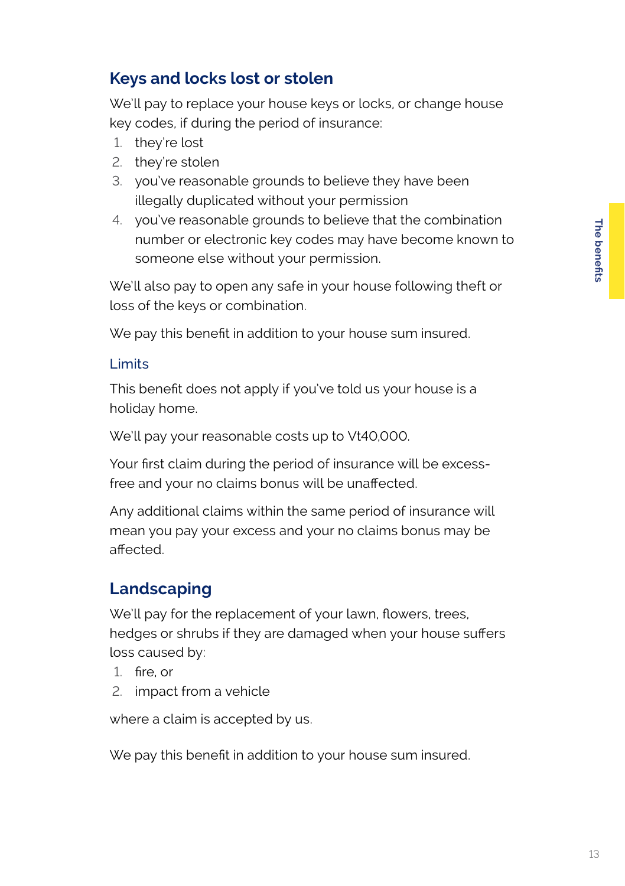## Keys and locks lost or stolen

We'll pay to replace your house keys or locks, or change house key codes, if during the period of insurance:

1. they're lost
2. they're stolen
3. you've reasonable grounds to believe they have been illegally duplicated without your permission
4. you've reasonable grounds to believe that the combination number or electronic key codes may have become known to someone else without your permission.

We'll also pay to open any safe in your house following theft or loss of the keys or combination.

We pay this benefit in addition to your house sum insured.

### Limits

This benefit does not apply if you've told us your house is a holiday home.

We'll pay your reasonable costs up to Vt40,000.

Your first claim during the period of insurance will be excess-free and your no claims bonus will be unaffected.

Any additional claims within the same period of insurance will mean you pay your excess and your no claims bonus may be affected.

## Landscaping

We'll pay for the replacement of your lawn, flowers, trees, hedges or shrubs if they are damaged when your house suffers loss caused by:

1. fire, or
2. impact from a vehicle

where a claim is accepted by us.

We pay this benefit in addition to your house sum insured.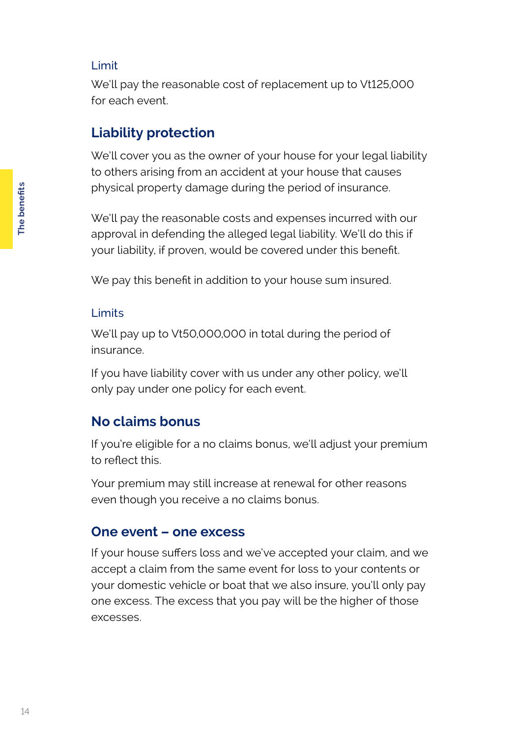### Limit

We'll pay the reasonable cost of replacement up to Vt125,000 for each event.

## Liability protection

We'll cover you as the owner of your house for your legal liability to others arising from an accident at your house that causes physical property damage during the period of insurance.

We'll pay the reasonable costs and expenses incurred with our approval in defending the alleged legal liability. We'll do this if your liability, if proven, would be covered under this benefit.

We pay this benefit in addition to your house sum insured.

### Limits

We'll pay up to Vt50,000,000 in total during the period of insurance.

If you have liability cover with us under any other policy, we'll only pay under one policy for each event.

## No claims bonus

If you're eligible for a no claims bonus, we'll adjust your premium to reflect this.

Your premium may still increase at renewal for other reasons even though you receive a no claims bonus.

## One event – one excess

If your house suffers loss and we've accepted your claim, and we accept a claim from the same event for loss to your contents or your domestic vehicle or boat that we also insure, you'll only pay one excess. The excess that you pay will be the higher of those excesses.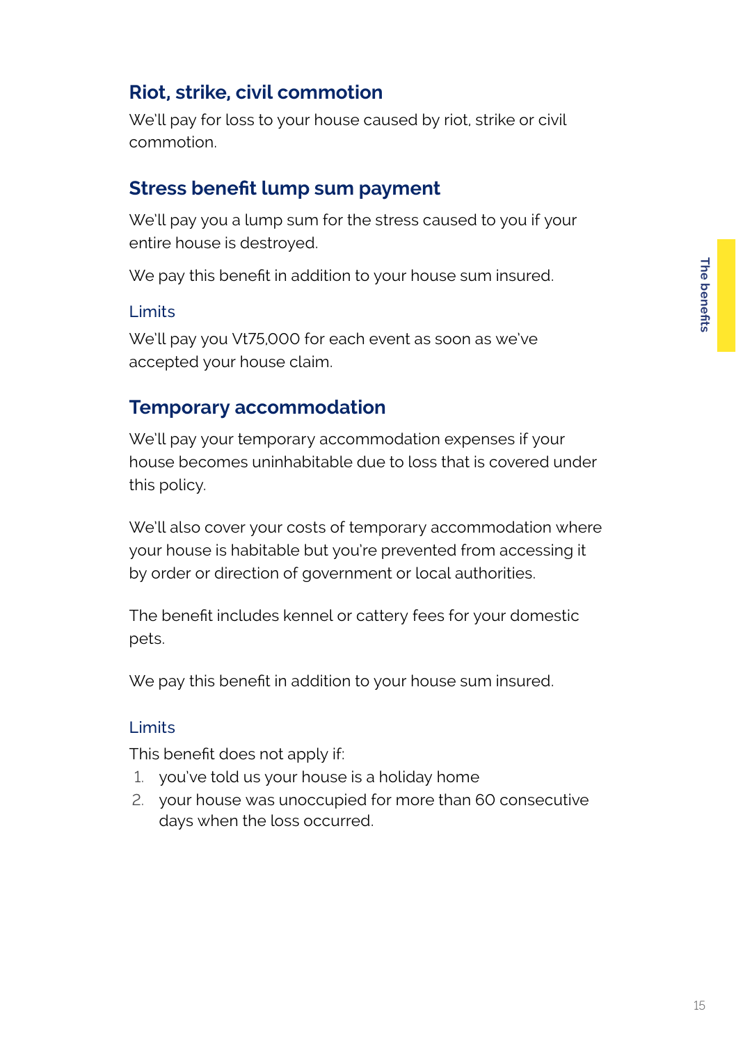## Riot, strike, civil commotion

We'll pay for loss to your house caused by riot, strike or civil commotion.

## Stress benefit lump sum payment

We'll pay you a lump sum for the stress caused to you if your entire house is destroyed.

We pay this benefit in addition to your house sum insured.

### Limits

We'll pay you Vt75,000 for each event as soon as we've accepted your house claim.

## Temporary accommodation

We'll pay your temporary accommodation expenses if your house becomes uninhabitable due to loss that is covered under this policy.

We'll also cover your costs of temporary accommodation where your house is habitable but you're prevented from accessing it by order or direction of government or local authorities.

The benefit includes kennel or cattery fees for your domestic pets.

We pay this benefit in addition to your house sum insured.

### Limits

This benefit does not apply if:

1. you've told us your house is a holiday home
2. your house was unoccupied for more than 60 consecutive days when the loss occurred.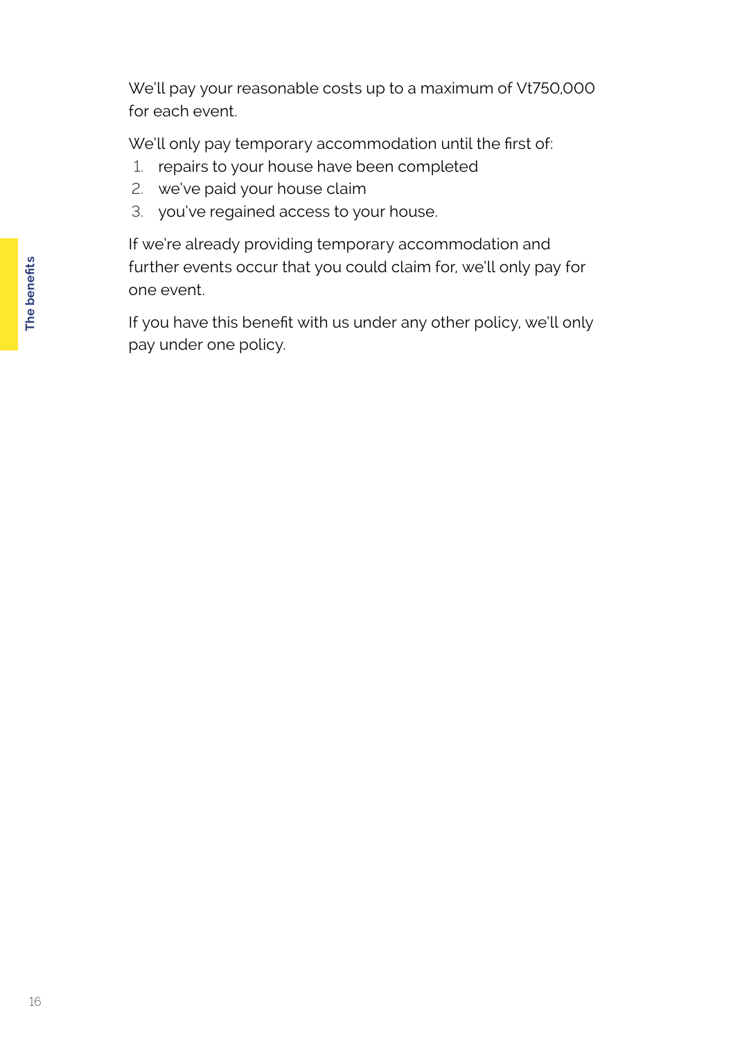We'll pay your reasonable costs up to a maximum of Vt750,000 for each event.

We'll only pay temporary accommodation until the first of:

1. repairs to your house have been completed
2. we've paid your house claim
3. you've regained access to your house.

If we're already providing temporary accommodation and further events occur that you could claim for, we'll only pay for one event.

If you have this benefit with us under any other policy, we'll only pay under one policy.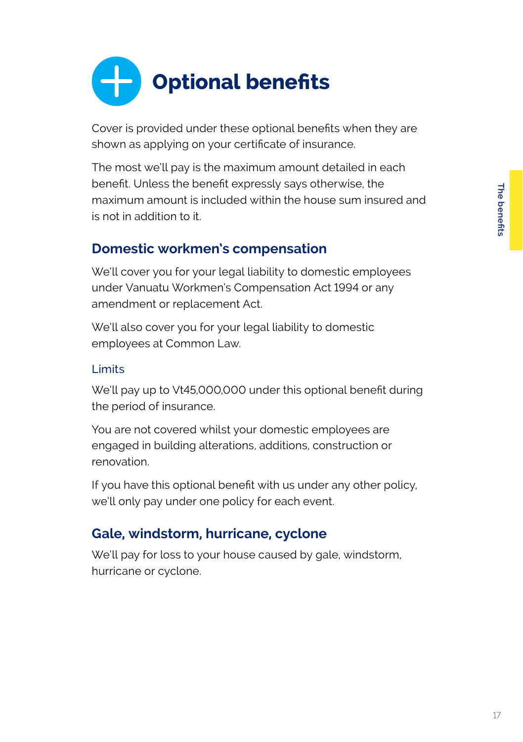# Optional benefits

Cover is provided under these optional benefits when they are shown as applying on your certificate of insurance.

The most we'll pay is the maximum amount detailed in each benefit. Unless the benefit expressly says otherwise, the maximum amount is included within the house sum insured and is not in addition to it.

## Domestic workmen's compensation

We'll cover you for your legal liability to domestic employees under Vanuatu Workmen's Compensation Act 1994 or any amendment or replacement Act.

We'll also cover you for your legal liability to domestic employees at Common Law.

### Limits

We'll pay up to Vt45,000,000 under this optional benefit during the period of insurance.

You are not covered whilst your domestic employees are engaged in building alterations, additions, construction or renovation.

If you have this optional benefit with us under any other policy, we'll only pay under one policy for each event.

## Gale, windstorm, hurricane, cyclone

We'll pay for loss to your house caused by gale, windstorm, hurricane or cyclone.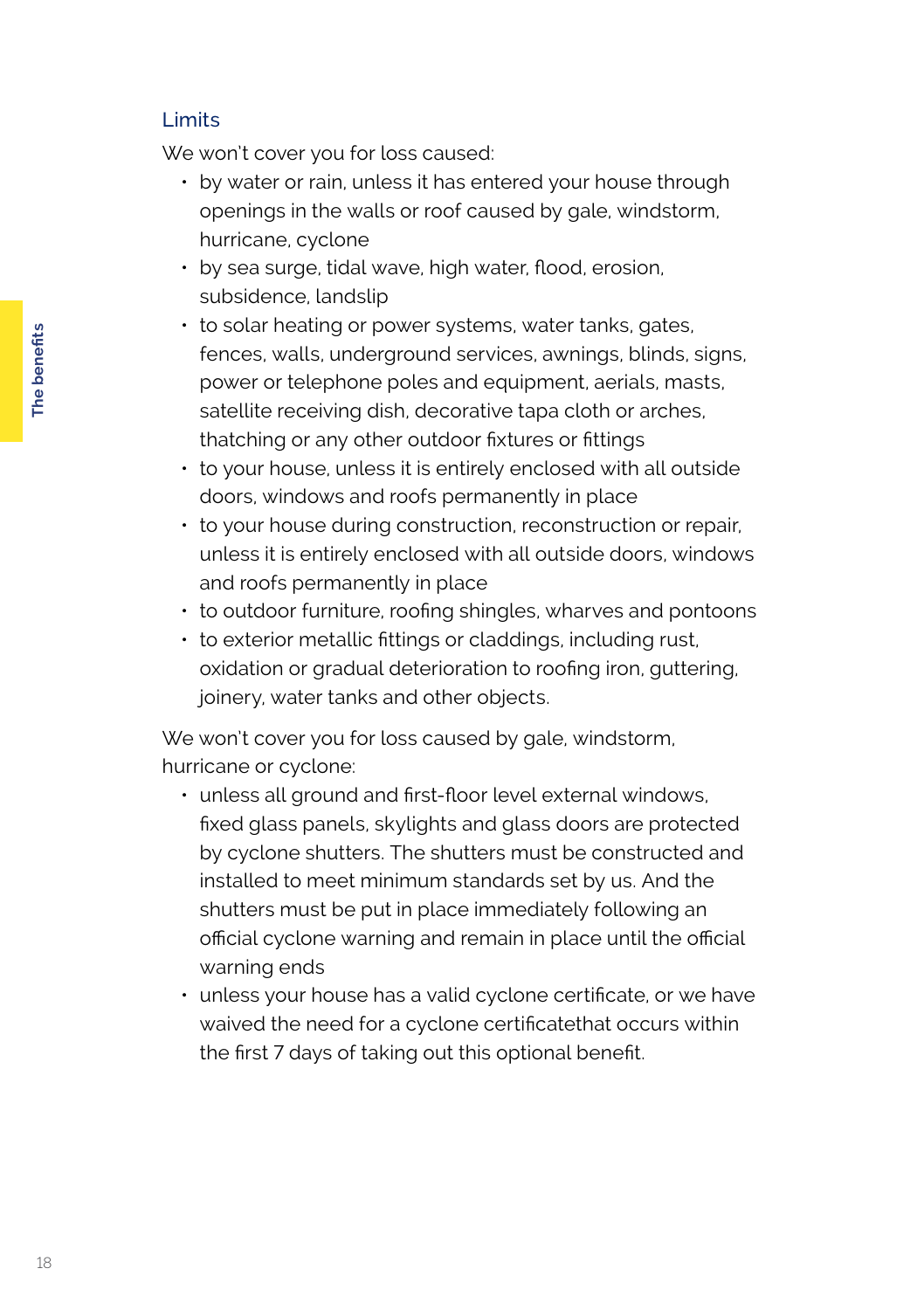## Limits

We won't cover you for loss caused:

- by water or rain, unless it has entered your house through openings in the walls or roof caused by gale, windstorm, hurricane, cyclone
- by sea surge, tidal wave, high water, flood, erosion, subsidence, landslip
- to solar heating or power systems, water tanks, gates, fences, walls, underground services, awnings, blinds, signs, power or telephone poles and equipment, aerials, masts, satellite receiving dish, decorative tapa cloth or arches, thatching or any other outdoor fixtures or fittings
- to your house, unless it is entirely enclosed with all outside doors, windows and roofs permanently in place
- to your house during construction, reconstruction or repair, unless it is entirely enclosed with all outside doors, windows and roofs permanently in place
- to outdoor furniture, roofing shingles, wharves and pontoons
- to exterior metallic fittings or claddings, including rust, oxidation or gradual deterioration to roofing iron, guttering, joinery, water tanks and other objects.

We won't cover you for loss caused by gale, windstorm, hurricane or cyclone:

- unless all ground and first-floor level external windows, fixed glass panels, skylights and glass doors are protected by cyclone shutters. The shutters must be constructed and installed to meet minimum standards set by us. And the shutters must be put in place immediately following an official cyclone warning and remain in place until the official warning ends
- unless your house has a valid cyclone certificate, or we have waived the need for a cyclone certificatethat occurs within the first 7 days of taking out this optional benefit.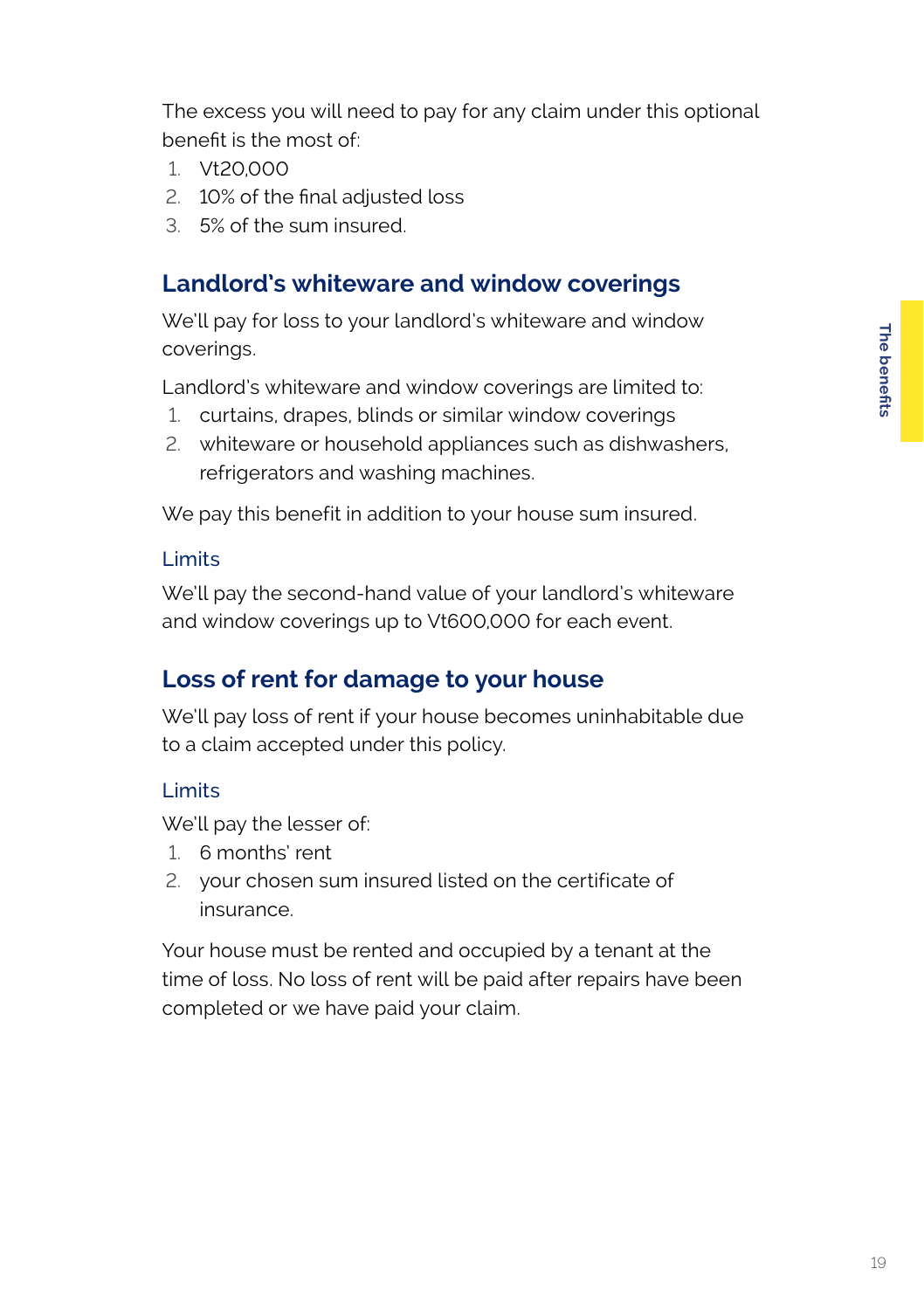The excess you will need to pay for any claim under this optional benefit is the most of:

1. Vt20,000
2. 10% of the final adjusted loss
3. 5% of the sum insured.

## Landlord's whiteware and window coverings

We'll pay for loss to your landlord's whiteware and window coverings.

Landlord's whiteware and window coverings are limited to:

1. curtains, drapes, blinds or similar window coverings
2. whiteware or household appliances such as dishwashers, refrigerators and washing machines.

We pay this benefit in addition to your house sum insured.

### Limits

We'll pay the second-hand value of your landlord's whiteware and window coverings up to Vt600,000 for each event.

## Loss of rent for damage to your house

We'll pay loss of rent if your house becomes uninhabitable due to a claim accepted under this policy.

### Limits

We'll pay the lesser of:

1. 6 months' rent
2. your chosen sum insured listed on the certificate of insurance.

Your house must be rented and occupied by a tenant at the time of loss. No loss of rent will be paid after repairs have been completed or we have paid your claim.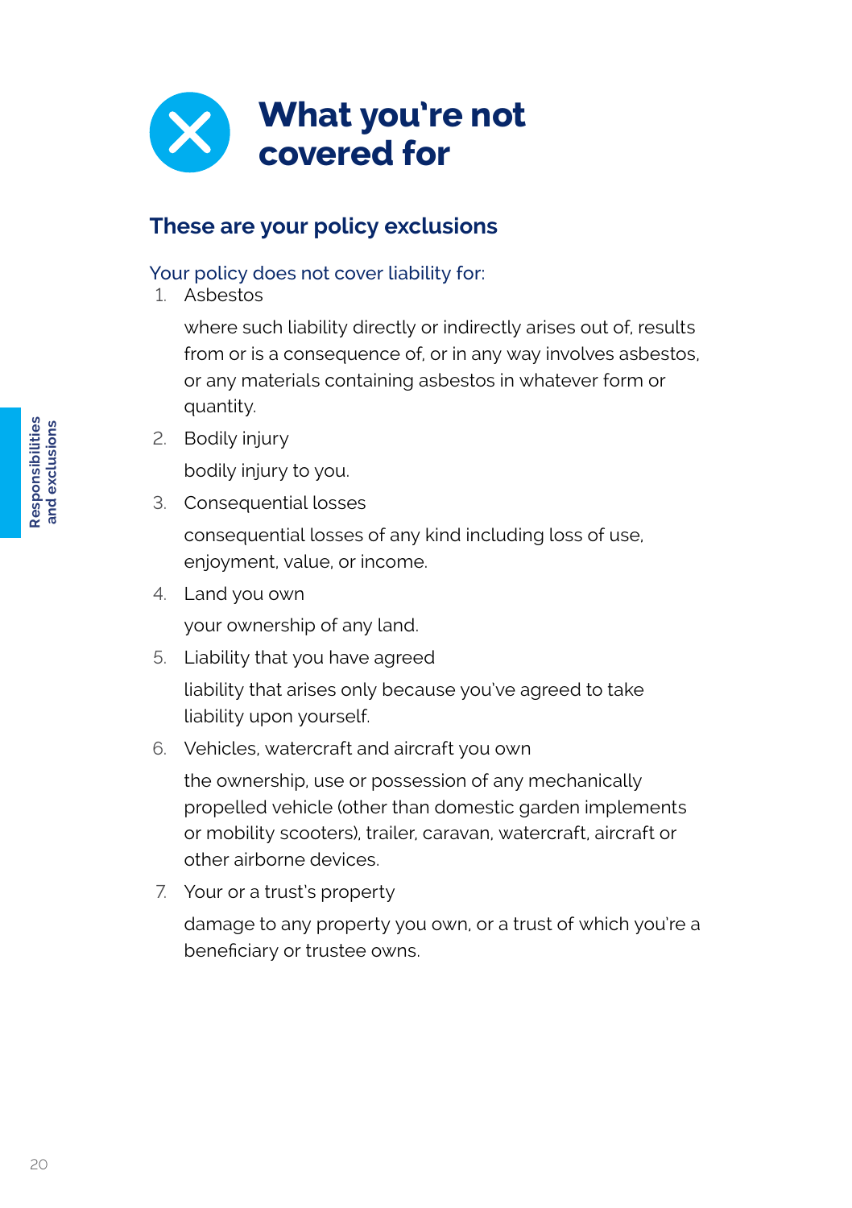# What you're not covered for

## These are your policy exclusions

Your policy does not cover liability for:

1. Asbestos

   where such liability directly or indirectly arises out of, results from or is a consequence of, or in any way involves asbestos, or any materials containing asbestos in whatever form or quantity.

2. Bodily injury

   bodily injury to you.

3. Consequential losses

   consequential losses of any kind including loss of use, enjoyment, value, or income.

4. Land you own

   your ownership of any land.

5. Liability that you have agreed

   liability that arises only because you've agreed to take liability upon yourself.

6. Vehicles, watercraft and aircraft you own

   the ownership, use or possession of any mechanically propelled vehicle (other than domestic garden implements or mobility scooters), trailer, caravan, watercraft, aircraft or other airborne devices.

7. Your or a trust's property

   damage to any property you own, or a trust of which you're a beneficiary or trustee owns.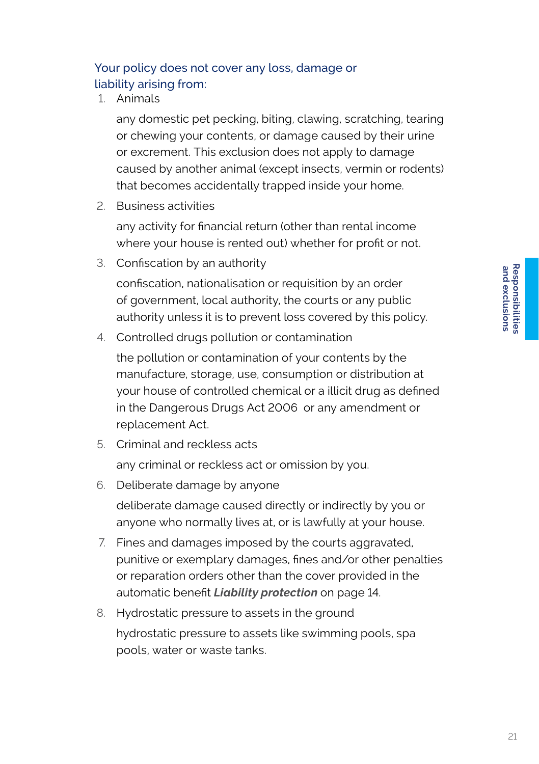## Your policy does not cover any loss, damage or liability arising from:

1. Animals

   any domestic pet pecking, biting, clawing, scratching, tearing or chewing your contents, or damage caused by their urine or excrement. This exclusion does not apply to damage caused by another animal (except insects, vermin or rodents) that becomes accidentally trapped inside your home.

2. Business activities

   any activity for financial return (other than rental income where your house is rented out) whether for profit or not.

3. Confiscation by an authority

   confiscation, nationalisation or requisition by an order of government, local authority, the courts or any public authority unless it is to prevent loss covered by this policy.

4. Controlled drugs pollution or contamination

   the pollution or contamination of your contents by the manufacture, storage, use, consumption or distribution at your house of controlled chemical or a illicit drug as defined in the Dangerous Drugs Act 2006 or any amendment or replacement Act.

5. Criminal and reckless acts

   any criminal or reckless act or omission by you.

6. Deliberate damage by anyone

   deliberate damage caused directly or indirectly by you or anyone who normally lives at, or is lawfully at your house.

7. Fines and damages imposed by the courts aggravated, punitive or exemplary damages, fines and/or other penalties or reparation orders other than the cover provided in the automatic benefit ***Liability protection*** on page 14.

8. Hydrostatic pressure to assets in the ground

   hydrostatic pressure to assets like swimming pools, spa pools, water or waste tanks.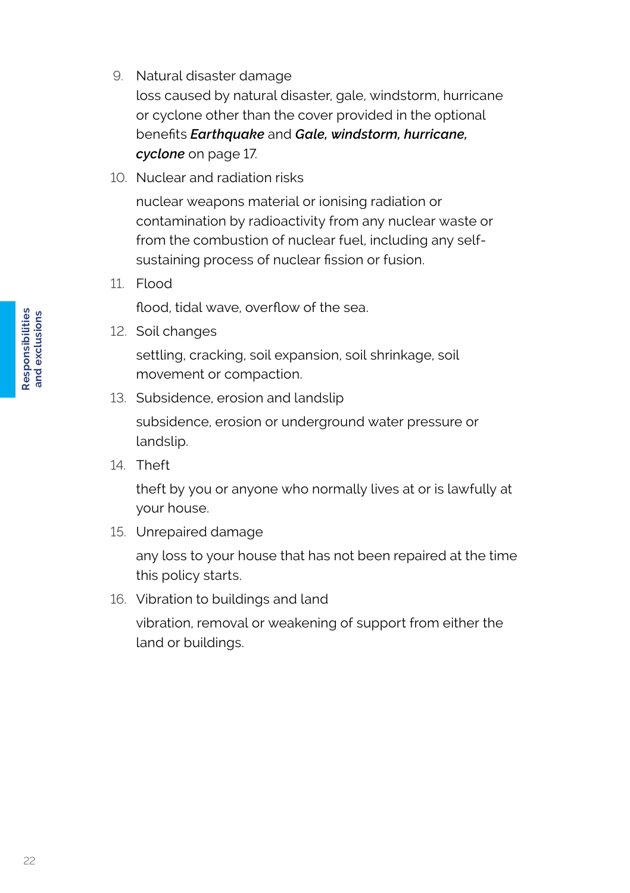9. Natural disaster damage

   loss caused by natural disaster, gale, windstorm, hurricane or cyclone other than the cover provided in the optional benefits ***Earthquake*** and ***Gale, windstorm, hurricane, cyclone*** on page 17.

10. Nuclear and radiation risks

    nuclear weapons material or ionising radiation or contamination by radioactivity from any nuclear waste or from the combustion of nuclear fuel, including any self-sustaining process of nuclear fission or fusion.

11. Flood

    flood, tidal wave, overflow of the sea.

12. Soil changes

    settling, cracking, soil expansion, soil shrinkage, soil movement or compaction.

13. Subsidence, erosion and landslip

    subsidence, erosion or underground water pressure or landslip.

14. Theft

    theft by you or anyone who normally lives at or is lawfully at your house.

15. Unrepaired damage

    any loss to your house that has not been repaired at the time this policy starts.

16. Vibration to buildings and land

    vibration, removal or weakening of support from either the land or buildings.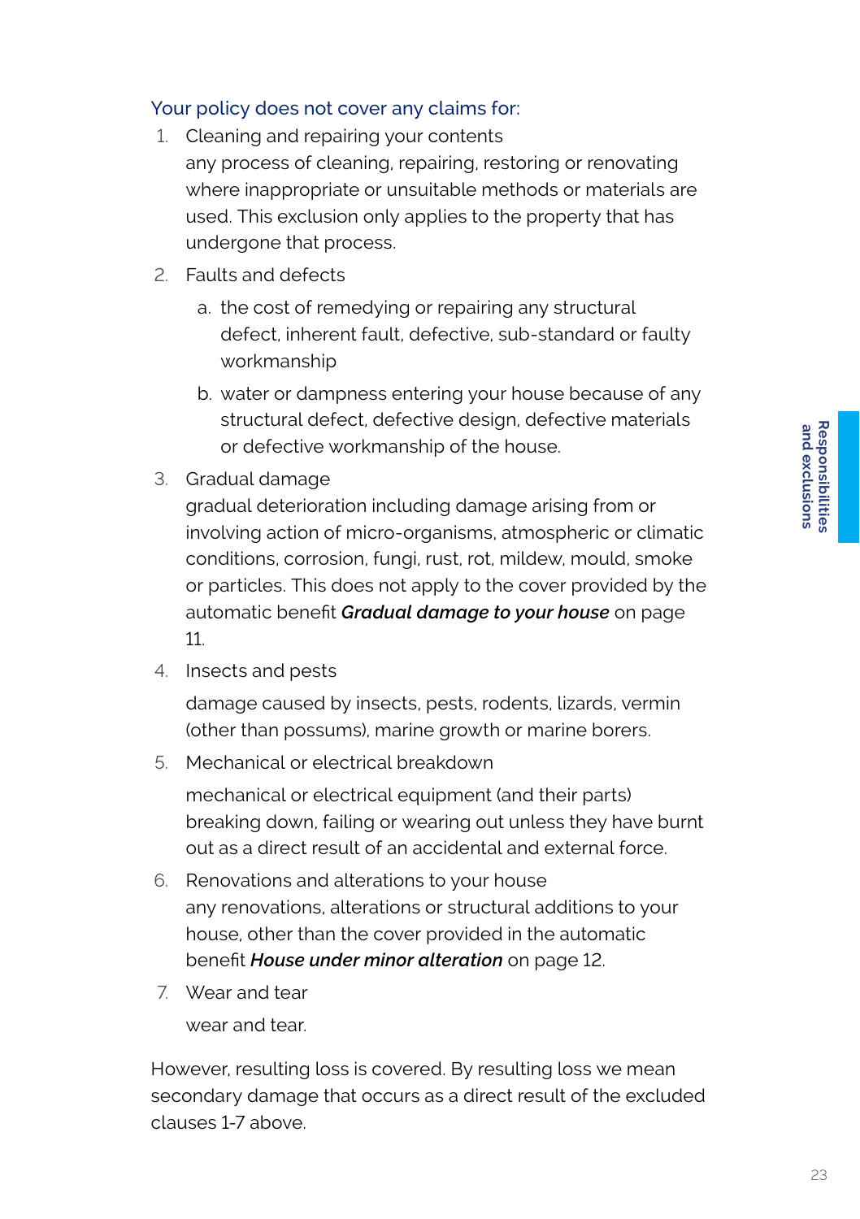### Your policy does not cover any claims for:

1. Cleaning and repairing your contents
   any process of cleaning, repairing, restoring or renovating where inappropriate or unsuitable methods or materials are used. This exclusion only applies to the property that has undergone that process.
2. Faults and defects
   a. the cost of remedying or repairing any structural defect, inherent fault, defective, sub-standard or faulty workmanship
   b. water or dampness entering your house because of any structural defect, defective design, defective materials or defective workmanship of the house.
3. Gradual damage
   gradual deterioration including damage arising from or involving action of micro-organisms, atmospheric or climatic conditions, corrosion, fungi, rust, rot, mildew, mould, smoke or particles. This does not apply to the cover provided by the automatic benefit ***Gradual damage to your house*** on page 11.
4. Insects and pests

   damage caused by insects, pests, rodents, lizards, vermin (other than possums), marine growth or marine borers.
5. Mechanical or electrical breakdown

   mechanical or electrical equipment (and their parts) breaking down, failing or wearing out unless they have burnt out as a direct result of an accidental and external force.
6. Renovations and alterations to your house
   any renovations, alterations or structural additions to your house, other than the cover provided in the automatic benefit ***House under minor alteration*** on page 12.
7. Wear and tear

   wear and tear.

However, resulting loss is covered. By resulting loss we mean secondary damage that occurs as a direct result of the excluded clauses 1-7 above.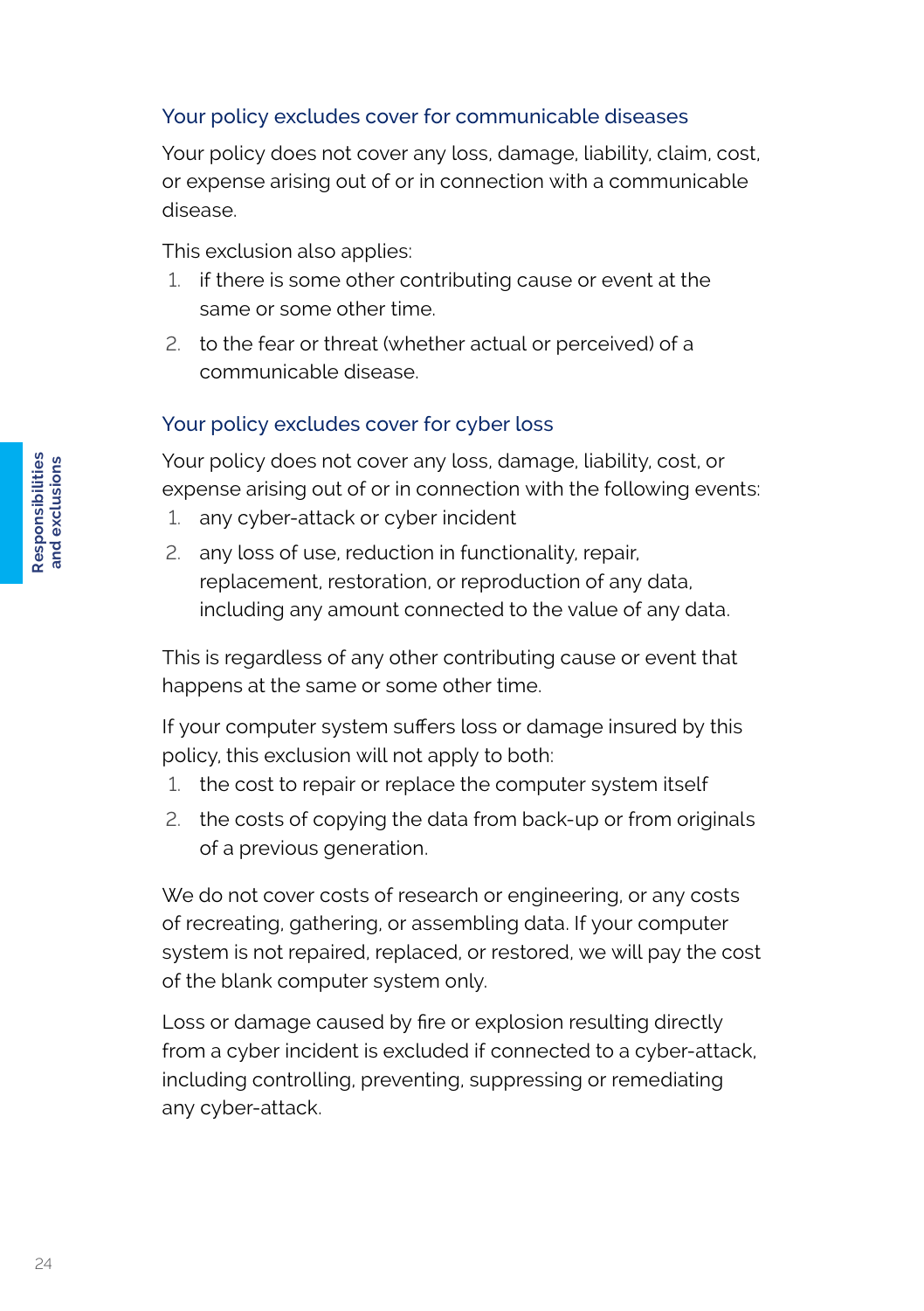### Your policy excludes cover for communicable diseases

Your policy does not cover any loss, damage, liability, claim, cost, or expense arising out of or in connection with a communicable disease.

This exclusion also applies:

1. if there is some other contributing cause or event at the same or some other time.
2. to the fear or threat (whether actual or perceived) of a communicable disease.

### Your policy excludes cover for cyber loss

Your policy does not cover any loss, damage, liability, cost, or expense arising out of or in connection with the following events:

1. any cyber-attack or cyber incident
2. any loss of use, reduction in functionality, repair, replacement, restoration, or reproduction of any data, including any amount connected to the value of any data.

This is regardless of any other contributing cause or event that happens at the same or some other time.

If your computer system suffers loss or damage insured by this policy, this exclusion will not apply to both:

1. the cost to repair or replace the computer system itself
2. the costs of copying the data from back-up or from originals of a previous generation.

We do not cover costs of research or engineering, or any costs of recreating, gathering, or assembling data. If your computer system is not repaired, replaced, or restored, we will pay the cost of the blank computer system only.

Loss or damage caused by fire or explosion resulting directly from a cyber incident is excluded if connected to a cyber-attack, including controlling, preventing, suppressing or remediating any cyber-attack.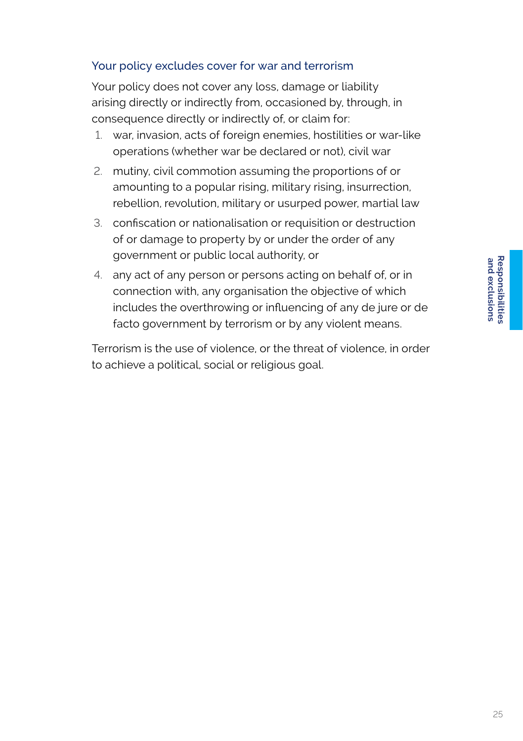## Your policy excludes cover for war and terrorism

Your policy does not cover any loss, damage or liability arising directly or indirectly from, occasioned by, through, in consequence directly or indirectly of, or claim for:

1. war, invasion, acts of foreign enemies, hostilities or war-like operations (whether war be declared or not), civil war
2. mutiny, civil commotion assuming the proportions of or amounting to a popular rising, military rising, insurrection, rebellion, revolution, military or usurped power, martial law
3. confiscation or nationalisation or requisition or destruction of or damage to property by or under the order of any government or public local authority, or
4. any act of any person or persons acting on behalf of, or in connection with, any organisation the objective of which includes the overthrowing or influencing of any de jure or de facto government by terrorism or by any violent means.

Terrorism is the use of violence, or the threat of violence, in order to achieve a political, social or religious goal.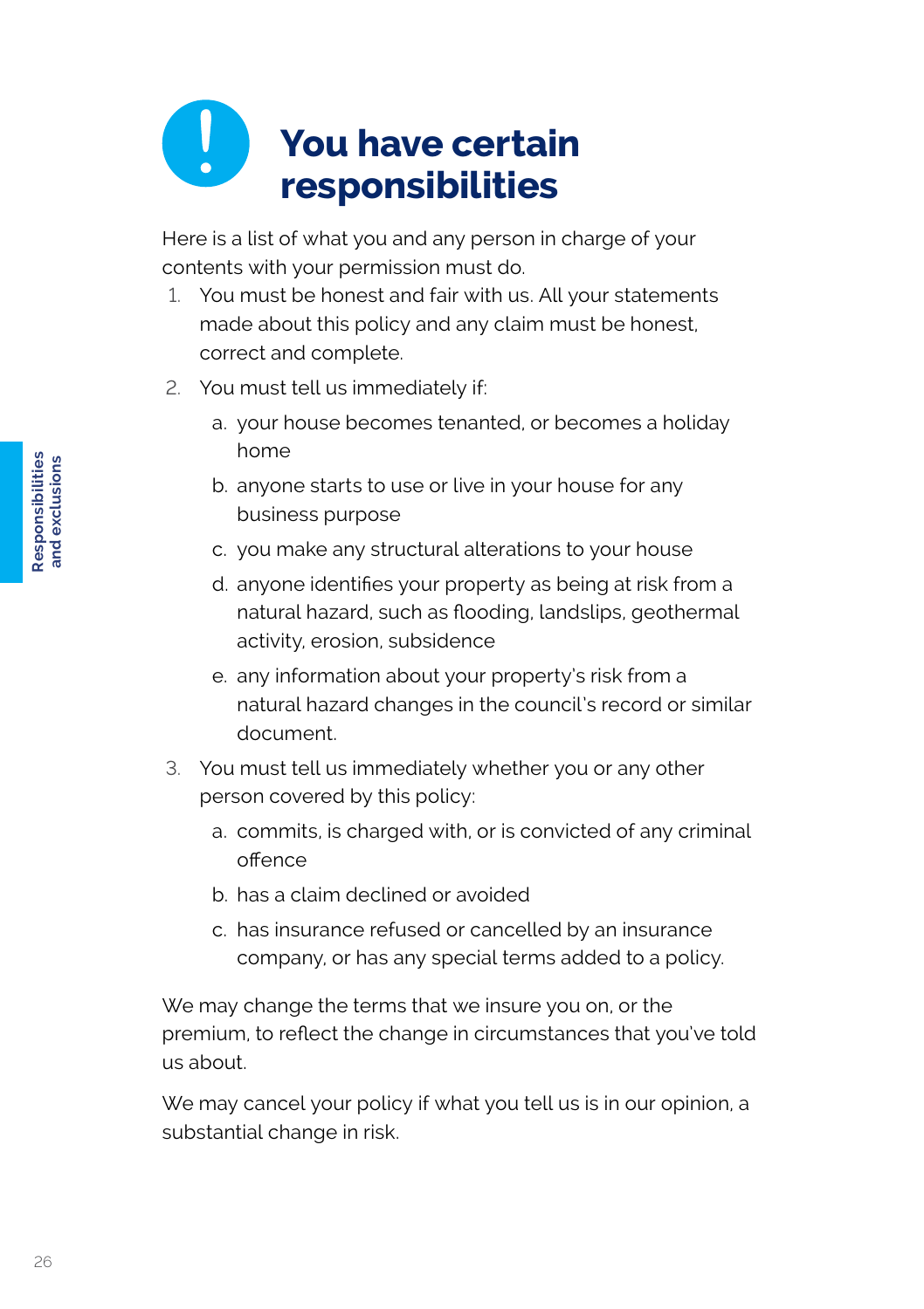# You have certain responsibilities

Here is a list of what you and any person in charge of your contents with your permission must do.

1. You must be honest and fair with us. All your statements made about this policy and any claim must be honest, correct and complete.
2. You must tell us immediately if:
   a. your house becomes tenanted, or becomes a holiday home
   b. anyone starts to use or live in your house for any business purpose
   c. you make any structural alterations to your house
   d. anyone identifies your property as being at risk from a natural hazard, such as flooding, landslips, geothermal activity, erosion, subsidence
   e. any information about your property's risk from a natural hazard changes in the council's record or similar document.
3. You must tell us immediately whether you or any other person covered by this policy:
   a. commits, is charged with, or is convicted of any criminal offence
   b. has a claim declined or avoided
   c. has insurance refused or cancelled by an insurance company, or has any special terms added to a policy.

We may change the terms that we insure you on, or the premium, to reflect the change in circumstances that you've told us about.

We may cancel your policy if what you tell us is in our opinion, a substantial change in risk.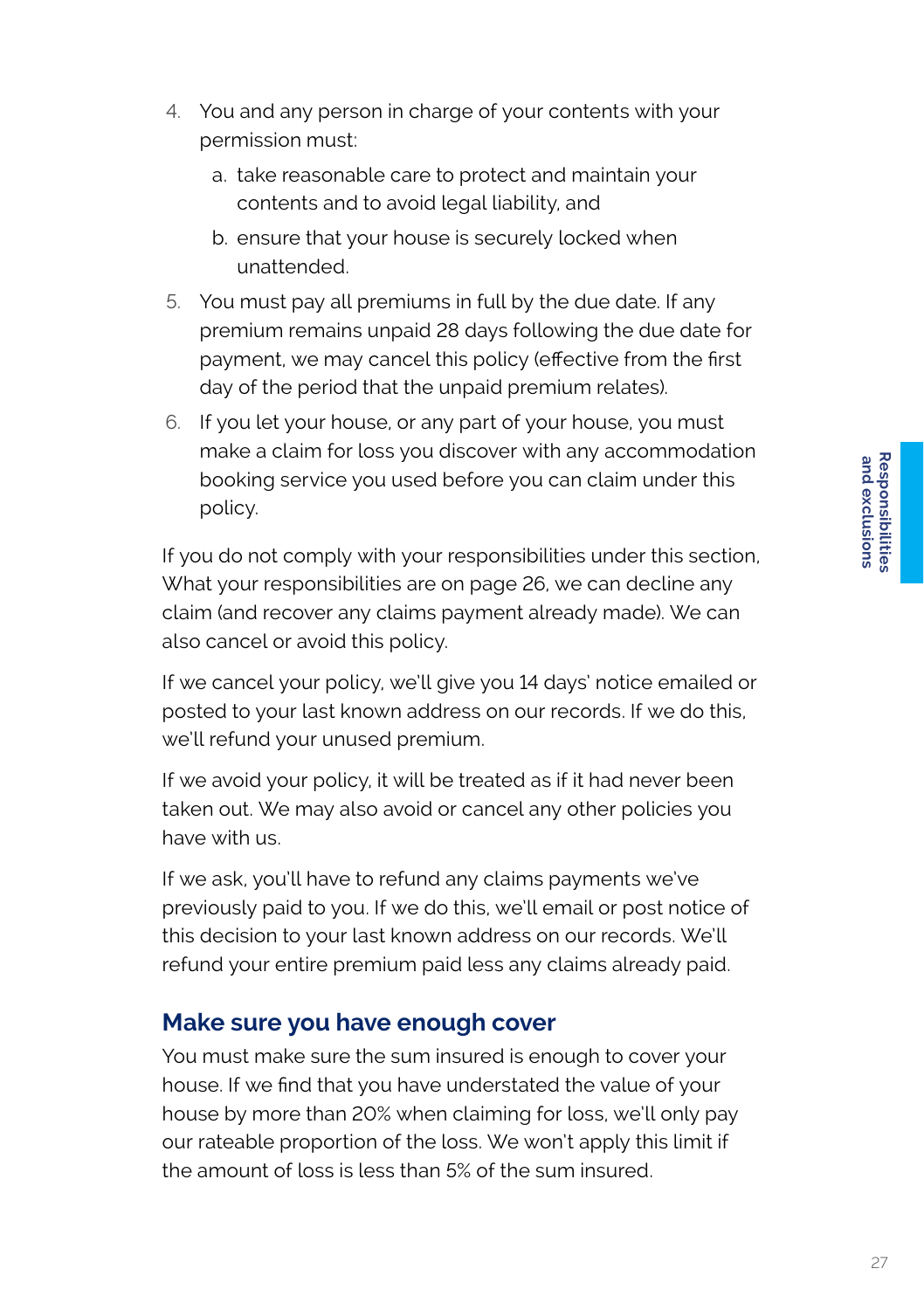4. You and any person in charge of your contents with your permission must:
   a. take reasonable care to protect and maintain your contents and to avoid legal liability, and
   b. ensure that your house is securely locked when unattended.
5. You must pay all premiums in full by the due date. If any premium remains unpaid 28 days following the due date for payment, we may cancel this policy (effective from the first day of the period that the unpaid premium relates).
6. If you let your house, or any part of your house, you must make a claim for loss you discover with any accommodation booking service you used before you can claim under this policy.

If you do not comply with your responsibilities under this section, What your responsibilities are on page 26, we can decline any claim (and recover any claims payment already made). We can also cancel or avoid this policy.

If we cancel your policy, we'll give you 14 days' notice emailed or posted to your last known address on our records. If we do this, we'll refund your unused premium.

If we avoid your policy, it will be treated as if it had never been taken out. We may also avoid or cancel any other policies you have with us.

If we ask, you'll have to refund any claims payments we've previously paid to you. If we do this, we'll email or post notice of this decision to your last known address on our records. We'll refund your entire premium paid less any claims already paid.

## Make sure you have enough cover

You must make sure the sum insured is enough to cover your house. If we find that you have understated the value of your house by more than 20% when claiming for loss, we'll only pay our rateable proportion of the loss. We won't apply this limit if the amount of loss is less than 5% of the sum insured.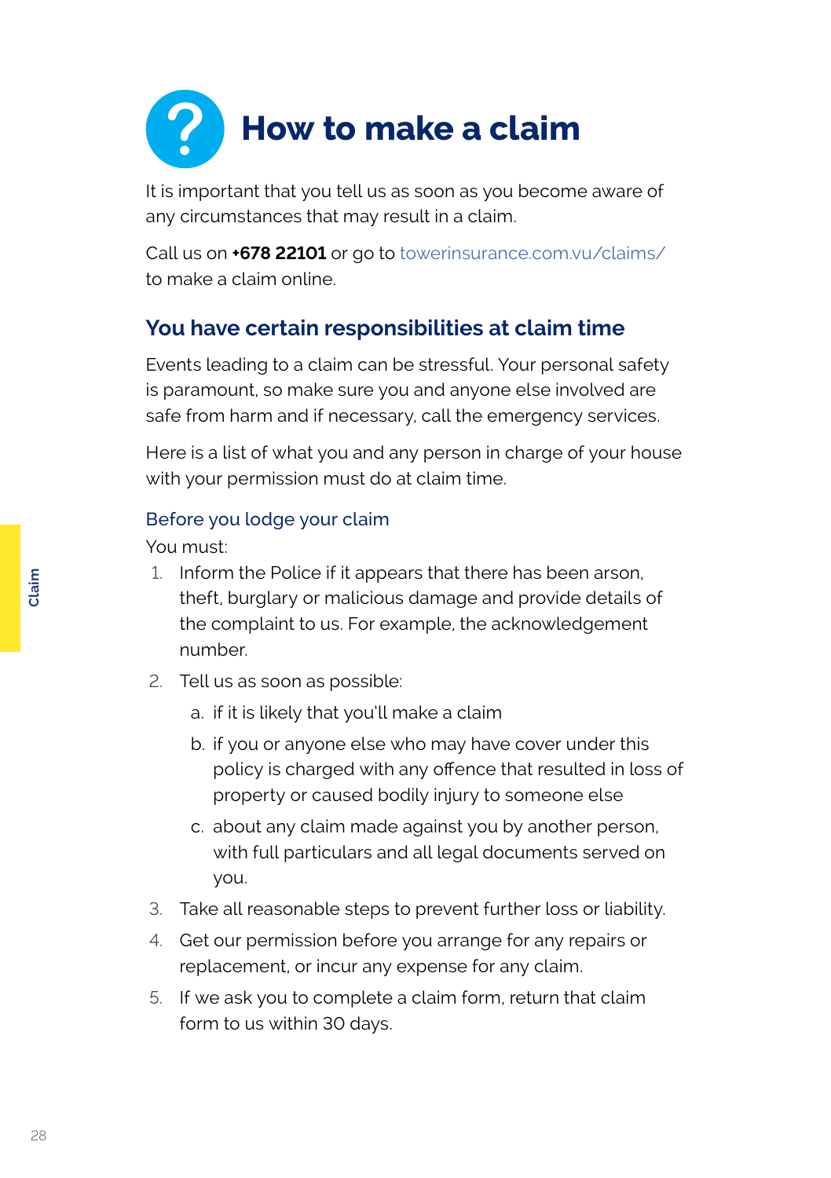# How to make a claim

It is important that you tell us as soon as you become aware of any circumstances that may result in a claim.

Call us on **+678 22101** or go to towerinsurance.com.vu/claims/ to make a claim online.

## You have certain responsibilities at claim time

Events leading to a claim can be stressful. Your personal safety is paramount, so make sure you and anyone else involved are safe from harm and if necessary, call the emergency services.

Here is a list of what you and any person in charge of your house with your permission must do at claim time.

### Before you lodge your claim

You must:

1. Inform the Police if it appears that there has been arson, theft, burglary or malicious damage and provide details of the complaint to us. For example, the acknowledgement number.
2. Tell us as soon as possible:
   a. if it is likely that you'll make a claim
   b. if you or anyone else who may have cover under this policy is charged with any offence that resulted in loss of property or caused bodily injury to someone else
   c. about any claim made against you by another person, with full particulars and all legal documents served on you.
3. Take all reasonable steps to prevent further loss or liability.
4. Get our permission before you arrange for any repairs or replacement, or incur any expense for any claim.
5. If we ask you to complete a claim form, return that claim form to us within 30 days.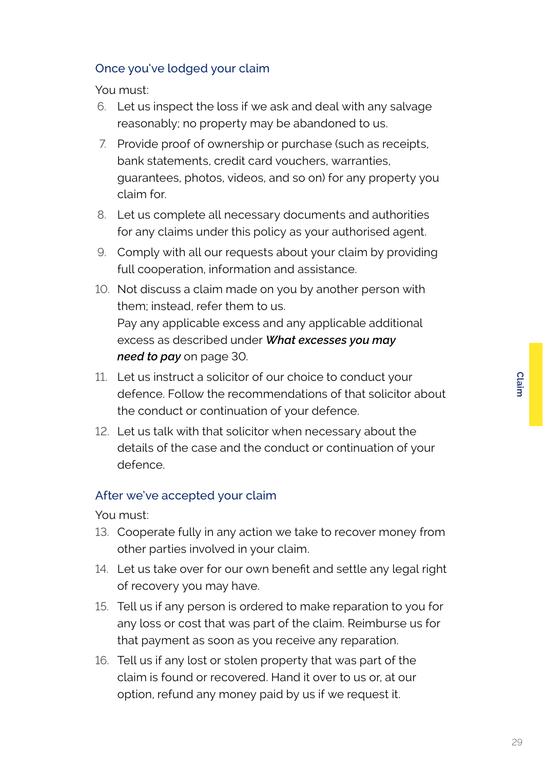### Once you've lodged your claim

You must:

6. Let us inspect the loss if we ask and deal with any salvage reasonably; no property may be abandoned to us.
7. Provide proof of ownership or purchase (such as receipts, bank statements, credit card vouchers, warranties, guarantees, photos, videos, and so on) for any property you claim for.
8. Let us complete all necessary documents and authorities for any claims under this policy as your authorised agent.
9. Comply with all our requests about your claim by providing full cooperation, information and assistance.
10. Not discuss a claim made on you by another person with them; instead, refer them to us.
    Pay any applicable excess and any applicable additional excess as described under ***What excesses you may need to pay*** on page 30.
11. Let us instruct a solicitor of our choice to conduct your defence. Follow the recommendations of that solicitor about the conduct or continuation of your defence.
12. Let us talk with that solicitor when necessary about the details of the case and the conduct or continuation of your defence.

### After we've accepted your claim

You must:

13. Cooperate fully in any action we take to recover money from other parties involved in your claim.
14. Let us take over for our own benefit and settle any legal right of recovery you may have.
15. Tell us if any person is ordered to make reparation to you for any loss or cost that was part of the claim. Reimburse us for that payment as soon as you receive any reparation.
16. Tell us if any lost or stolen property that was part of the claim is found or recovered. Hand it over to us or, at our option, refund any money paid by us if we request it.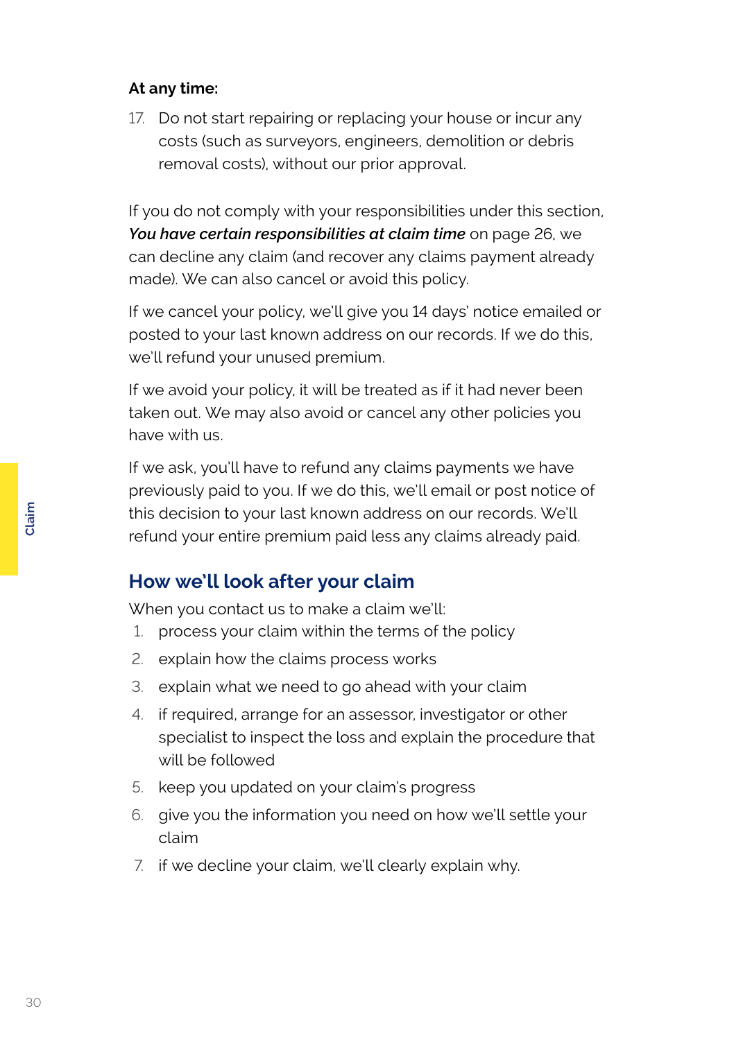**At any time:**

17. Do not start repairing or replacing your house or incur any costs (such as surveyors, engineers, demolition or debris removal costs), without our prior approval.

If you do not comply with your responsibilities under this section, ***You have certain responsibilities at claim time*** on page 26, we can decline any claim (and recover any claims payment already made). We can also cancel or avoid this policy.

If we cancel your policy, we'll give you 14 days' notice emailed or posted to your last known address on our records. If we do this, we'll refund your unused premium.

If we avoid your policy, it will be treated as if it had never been taken out. We may also avoid or cancel any other policies you have with us.

If we ask, you'll have to refund any claims payments we have previously paid to you. If we do this, we'll email or post notice of this decision to your last known address on our records. We'll refund your entire premium paid less any claims already paid.

## How we'll look after your claim

When you contact us to make a claim we'll:

1. process your claim within the terms of the policy
2. explain how the claims process works
3. explain what we need to go ahead with your claim
4. if required, arrange for an assessor, investigator or other specialist to inspect the loss and explain the procedure that will be followed
5. keep you updated on your claim's progress
6. give you the information you need on how we'll settle your claim
7. if we decline your claim, we'll clearly explain why.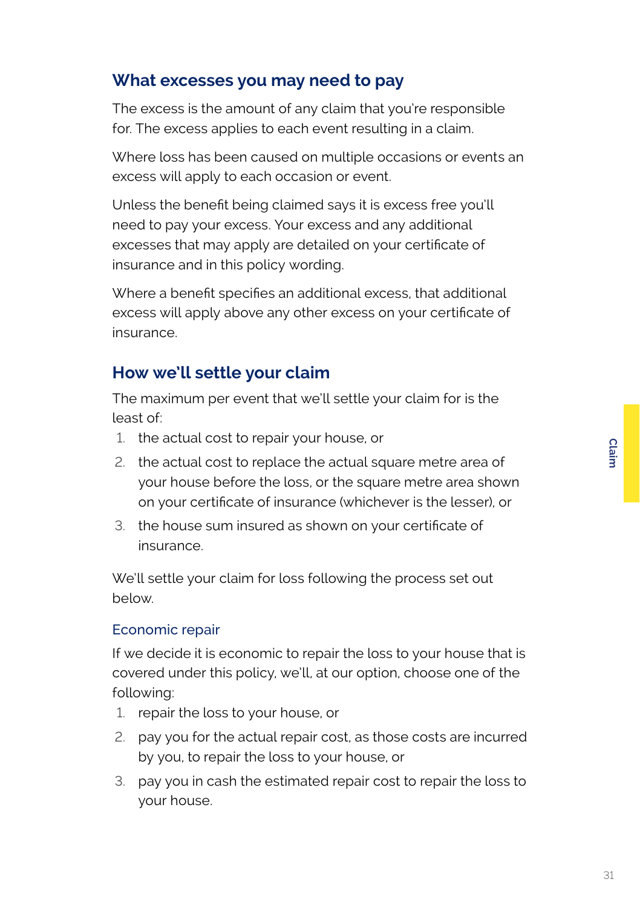## What excesses you may need to pay

The excess is the amount of any claim that you're responsible for. The excess applies to each event resulting in a claim.

Where loss has been caused on multiple occasions or events an excess will apply to each occasion or event.

Unless the benefit being claimed says it is excess free you'll need to pay your excess. Your excess and any additional excesses that may apply are detailed on your certificate of insurance and in this policy wording.

Where a benefit specifies an additional excess, that additional excess will apply above any other excess on your certificate of insurance.

## How we'll settle your claim

The maximum per event that we'll settle your claim for is the least of:

1. the actual cost to repair your house, or
2. the actual cost to replace the actual square metre area of your house before the loss, or the square metre area shown on your certificate of insurance (whichever is the lesser), or
3. the house sum insured as shown on your certificate of insurance.

We'll settle your claim for loss following the process set out below.

### Economic repair

If we decide it is economic to repair the loss to your house that is covered under this policy, we'll, at our option, choose one of the following:

1. repair the loss to your house, or
2. pay you for the actual repair cost, as those costs are incurred by you, to repair the loss to your house, or
3. pay you in cash the estimated repair cost to repair the loss to your house.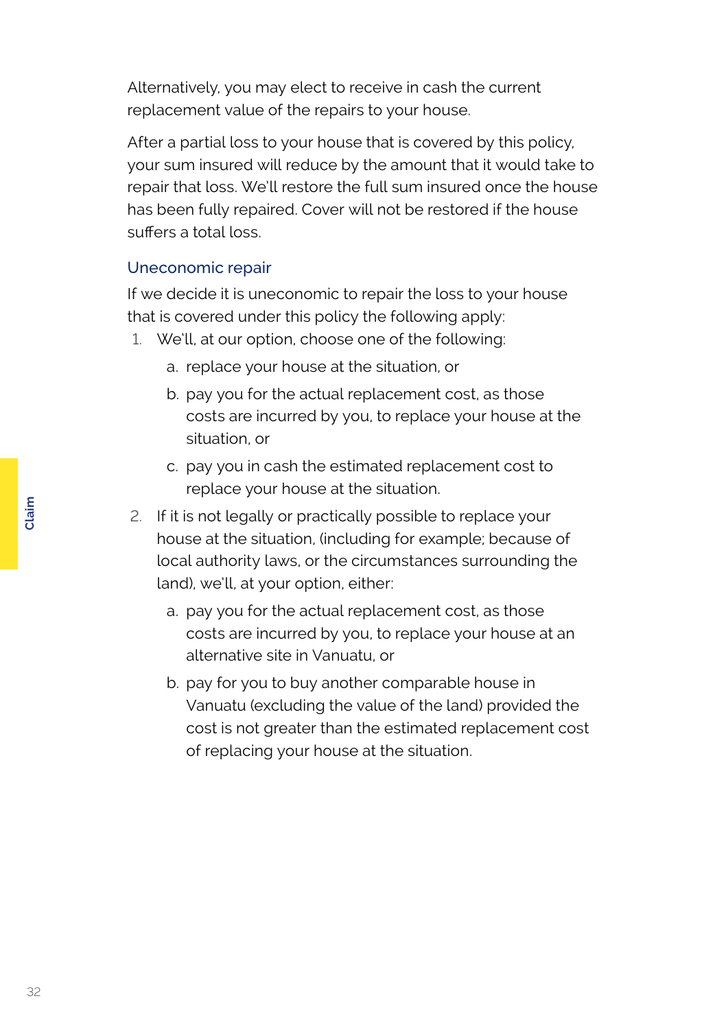Alternatively, you may elect to receive in cash the current replacement value of the repairs to your house.

After a partial loss to your house that is covered by this policy, your sum insured will reduce by the amount that it would take to repair that loss. We'll restore the full sum insured once the house has been fully repaired. Cover will not be restored if the house suffers a total loss.

### Uneconomic repair

If we decide it is uneconomic to repair the loss to your house that is covered under this policy the following apply:

1. We'll, at our option, choose one of the following:
   a. replace your house at the situation, or
   b. pay you for the actual replacement cost, as those costs are incurred by you, to replace your house at the situation, or
   c. pay you in cash the estimated replacement cost to replace your house at the situation.
2. If it is not legally or practically possible to replace your house at the situation, (including for example; because of local authority laws, or the circumstances surrounding the land), we'll, at your option, either:
   a. pay you for the actual replacement cost, as those costs are incurred by you, to replace your house at an alternative site in Vanuatu, or
   b. pay for you to buy another comparable house in Vanuatu (excluding the value of the land) provided the cost is not greater than the estimated replacement cost of replacing your house at the situation.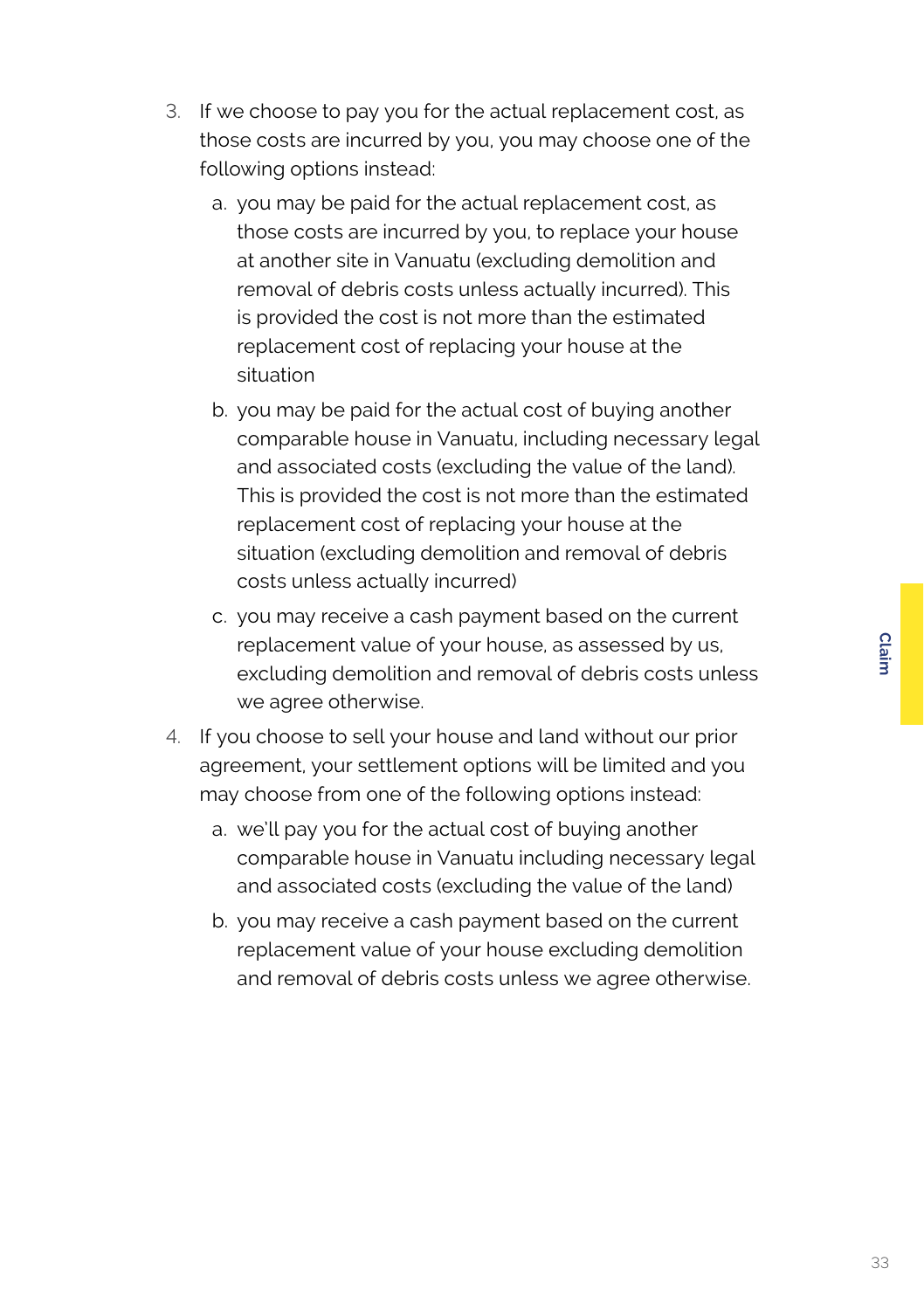3. If we choose to pay you for the actual replacement cost, as those costs are incurred by you, you may choose one of the following options instead:
   a. you may be paid for the actual replacement cost, as those costs are incurred by you, to replace your house at another site in Vanuatu (excluding demolition and removal of debris costs unless actually incurred). This is provided the cost is not more than the estimated replacement cost of replacing your house at the situation
   b. you may be paid for the actual cost of buying another comparable house in Vanuatu, including necessary legal and associated costs (excluding the value of the land). This is provided the cost is not more than the estimated replacement cost of replacing your house at the situation (excluding demolition and removal of debris costs unless actually incurred)
   c. you may receive a cash payment based on the current replacement value of your house, as assessed by us, excluding demolition and removal of debris costs unless we agree otherwise.
4. If you choose to sell your house and land without our prior agreement, your settlement options will be limited and you may choose from one of the following options instead:
   a. we'll pay you for the actual cost of buying another comparable house in Vanuatu including necessary legal and associated costs (excluding the value of the land)
   b. you may receive a cash payment based on the current replacement value of your house excluding demolition and removal of debris costs unless we agree otherwise.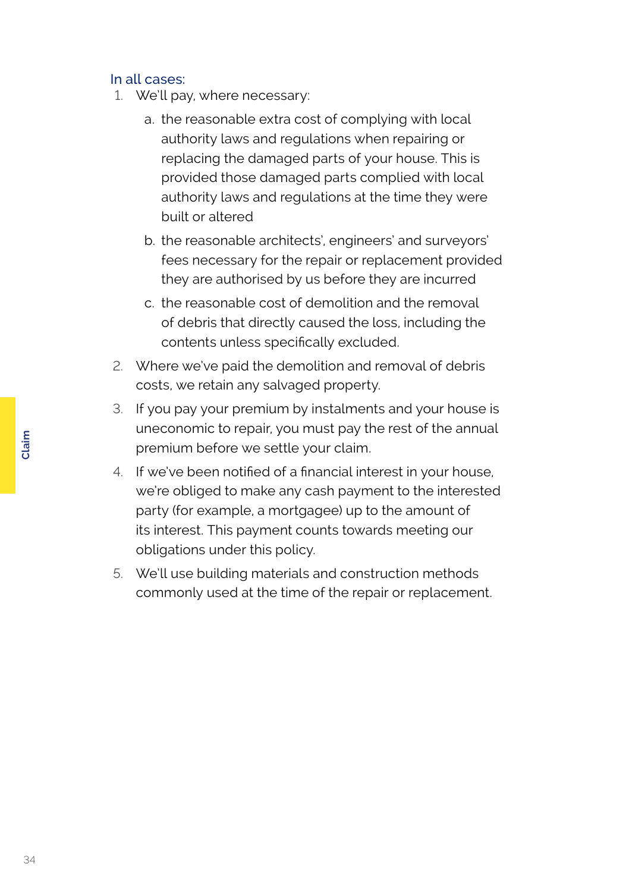### In all cases:

1. We'll pay, where necessary:
   a. the reasonable extra cost of complying with local authority laws and regulations when repairing or replacing the damaged parts of your house. This is provided those damaged parts complied with local authority laws and regulations at the time they were built or altered
   b. the reasonable architects', engineers' and surveyors' fees necessary for the repair or replacement provided they are authorised by us before they are incurred
   c. the reasonable cost of demolition and the removal of debris that directly caused the loss, including the contents unless specifically excluded.
2. Where we've paid the demolition and removal of debris costs, we retain any salvaged property.
3. If you pay your premium by instalments and your house is uneconomic to repair, you must pay the rest of the annual premium before we settle your claim.
4. If we've been notified of a financial interest in your house, we're obliged to make any cash payment to the interested party (for example, a mortgagee) up to the amount of its interest. This payment counts towards meeting our obligations under this policy.
5. We'll use building materials and construction methods commonly used at the time of the repair or replacement.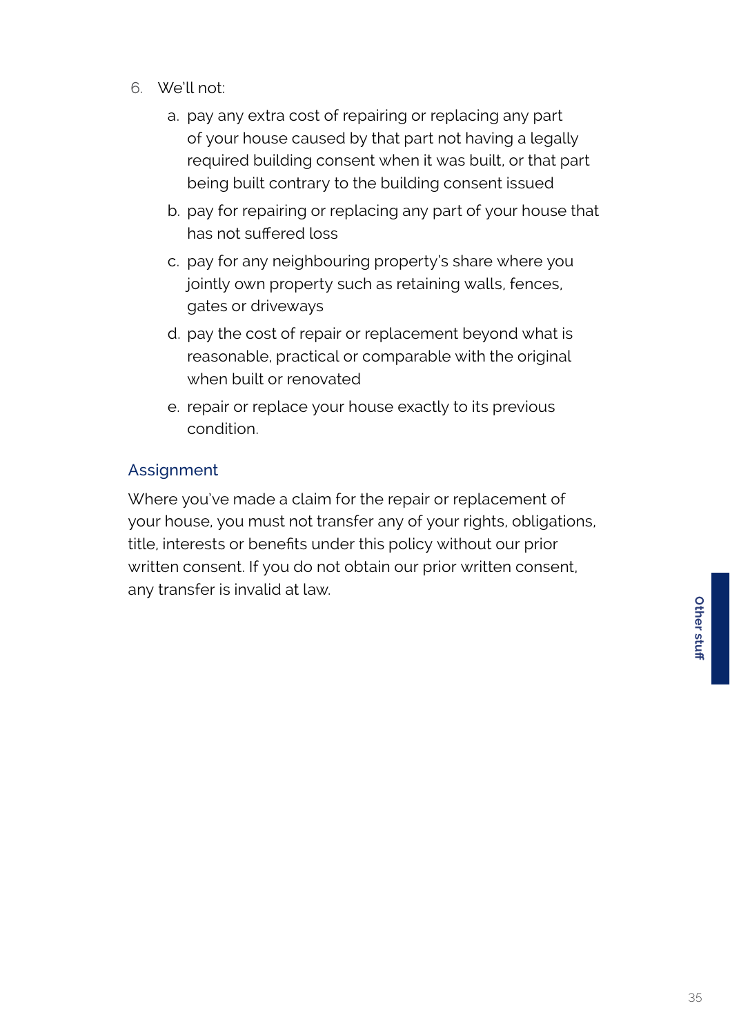6. We'll not:
    a. pay any extra cost of repairing or replacing any part of your house caused by that part not having a legally required building consent when it was built, or that part being built contrary to the building consent issued
    b. pay for repairing or replacing any part of your house that has not suffered loss
    c. pay for any neighbouring property's share where you jointly own property such as retaining walls, fences, gates or driveways
    d. pay the cost of repair or replacement beyond what is reasonable, practical or comparable with the original when built or renovated
    e. repair or replace your house exactly to its previous condition.

### Assignment

Where you've made a claim for the repair or replacement of your house, you must not transfer any of your rights, obligations, title, interests or benefits under this policy without our prior written consent. If you do not obtain our prior written consent, any transfer is invalid at law.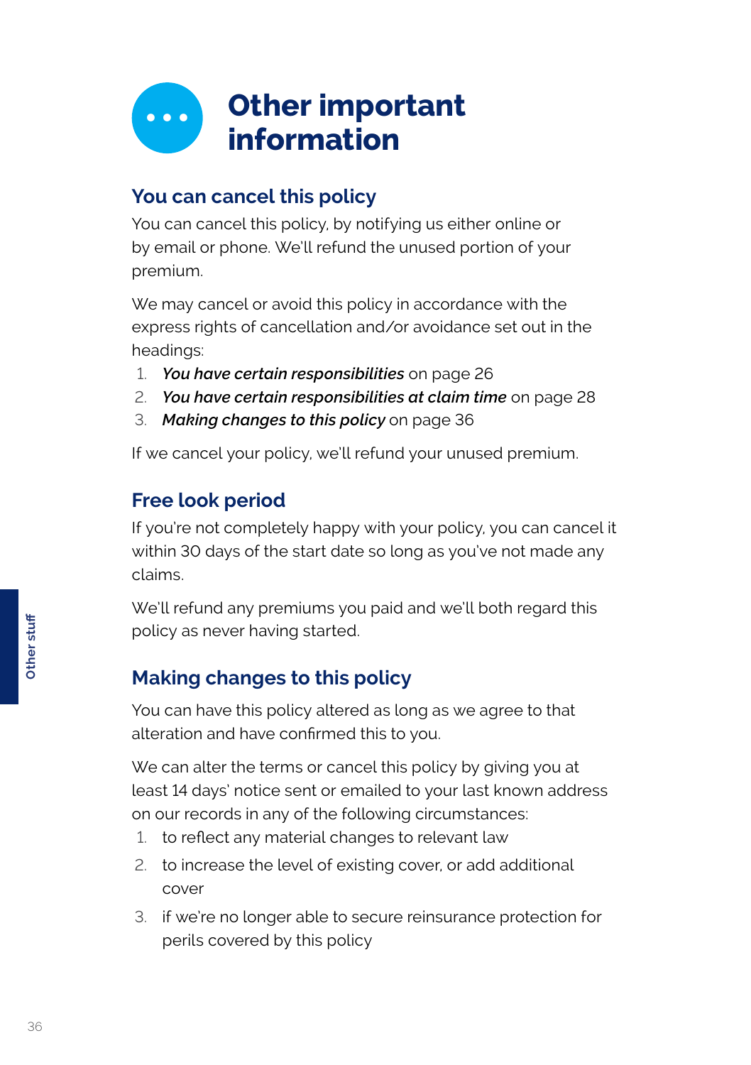# Other important information

## You can cancel this policy

You can cancel this policy, by notifying us either online or by email or phone. We'll refund the unused portion of your premium.

We may cancel or avoid this policy in accordance with the express rights of cancellation and/or avoidance set out in the headings:

1. ***You have certain responsibilities*** on page 26
2. ***You have certain responsibilities at claim time*** on page 28
3. ***Making changes to this policy*** on page 36

If we cancel your policy, we'll refund your unused premium.

## Free look period

If you're not completely happy with your policy, you can cancel it within 30 days of the start date so long as you've not made any claims.

We'll refund any premiums you paid and we'll both regard this policy as never having started.

## Making changes to this policy

You can have this policy altered as long as we agree to that alteration and have confirmed this to you.

We can alter the terms or cancel this policy by giving you at least 14 days' notice sent or emailed to your last known address on our records in any of the following circumstances:

1. to reflect any material changes to relevant law
2. to increase the level of existing cover, or add additional cover
3. if we're no longer able to secure reinsurance protection for perils covered by this policy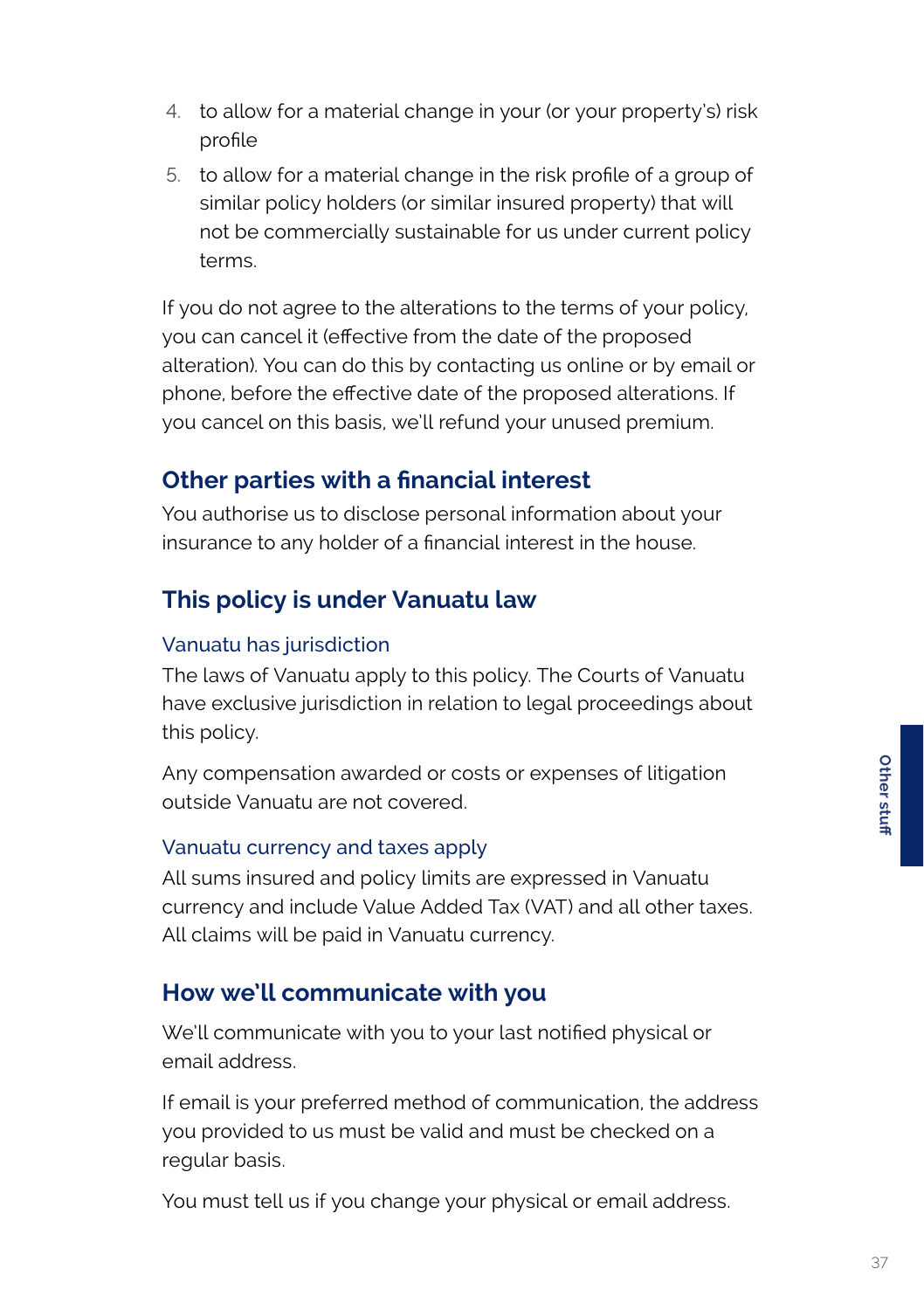4. to allow for a material change in your (or your property's) risk profile
5. to allow for a material change in the risk profile of a group of similar policy holders (or similar insured property) that will not be commercially sustainable for us under current policy terms.

If you do not agree to the alterations to the terms of your policy, you can cancel it (effective from the date of the proposed alteration). You can do this by contacting us online or by email or phone, before the effective date of the proposed alterations. If you cancel on this basis, we'll refund your unused premium.

## Other parties with a financial interest

You authorise us to disclose personal information about your insurance to any holder of a financial interest in the house.

## This policy is under Vanuatu law

### Vanuatu has jurisdiction

The laws of Vanuatu apply to this policy. The Courts of Vanuatu have exclusive jurisdiction in relation to legal proceedings about this policy.

Any compensation awarded or costs or expenses of litigation outside Vanuatu are not covered.

### Vanuatu currency and taxes apply

All sums insured and policy limits are expressed in Vanuatu currency and include Value Added Tax (VAT) and all other taxes. All claims will be paid in Vanuatu currency.

## How we'll communicate with you

We'll communicate with you to your last notified physical or email address.

If email is your preferred method of communication, the address you provided to us must be valid and must be checked on a regular basis.

You must tell us if you change your physical or email address.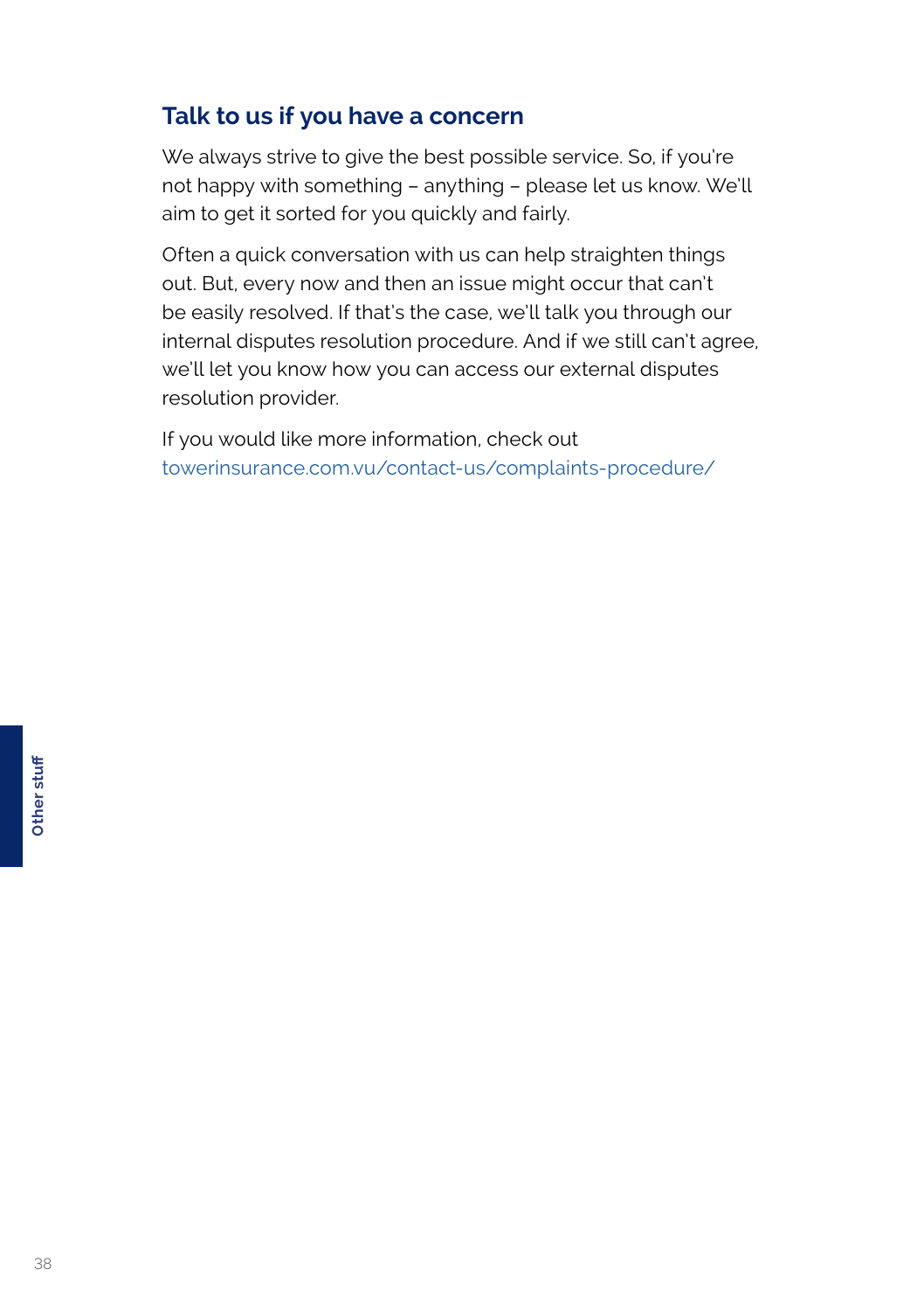## Talk to us if you have a concern

We always strive to give the best possible service. So, if you're not happy with something – anything – please let us know. We'll aim to get it sorted for you quickly and fairly.

Often a quick conversation with us can help straighten things out. But, every now and then an issue might occur that can't be easily resolved. If that's the case, we'll talk you through our internal disputes resolution procedure. And if we still can't agree, we'll let you know how you can access our external disputes resolution provider.

If you would like more information, check out towerinsurance.com.vu/contact-us/complaints-procedure/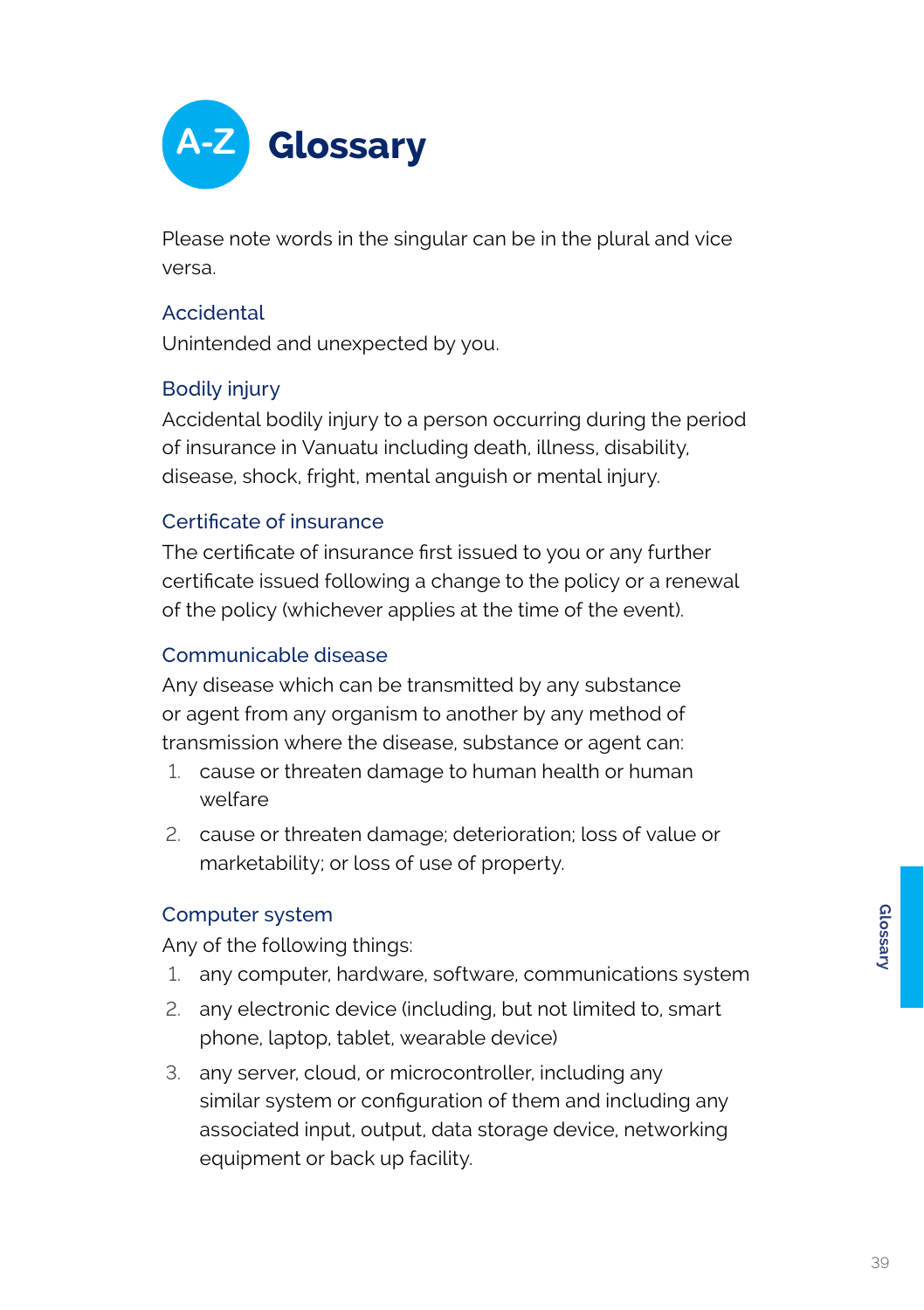# A-Z Glossary

Please note words in the singular can be in the plural and vice versa.

### Accidental

Unintended and unexpected by you.

### Bodily injury

Accidental bodily injury to a person occurring during the period of insurance in Vanuatu including death, illness, disability, disease, shock, fright, mental anguish or mental injury.

### Certificate of insurance

The certificate of insurance first issued to you or any further certificate issued following a change to the policy or a renewal of the policy (whichever applies at the time of the event).

### Communicable disease

Any disease which can be transmitted by any substance or agent from any organism to another by any method of transmission where the disease, substance or agent can:

1. cause or threaten damage to human health or human welfare
2. cause or threaten damage; deterioration; loss of value or marketability; or loss of use of property.

### Computer system

Any of the following things:

1. any computer, hardware, software, communications system
2. any electronic device (including, but not limited to, smart phone, laptop, tablet, wearable device)
3. any server, cloud, or microcontroller, including any similar system or configuration of them and including any associated input, output, data storage device, networking equipment or back up facility.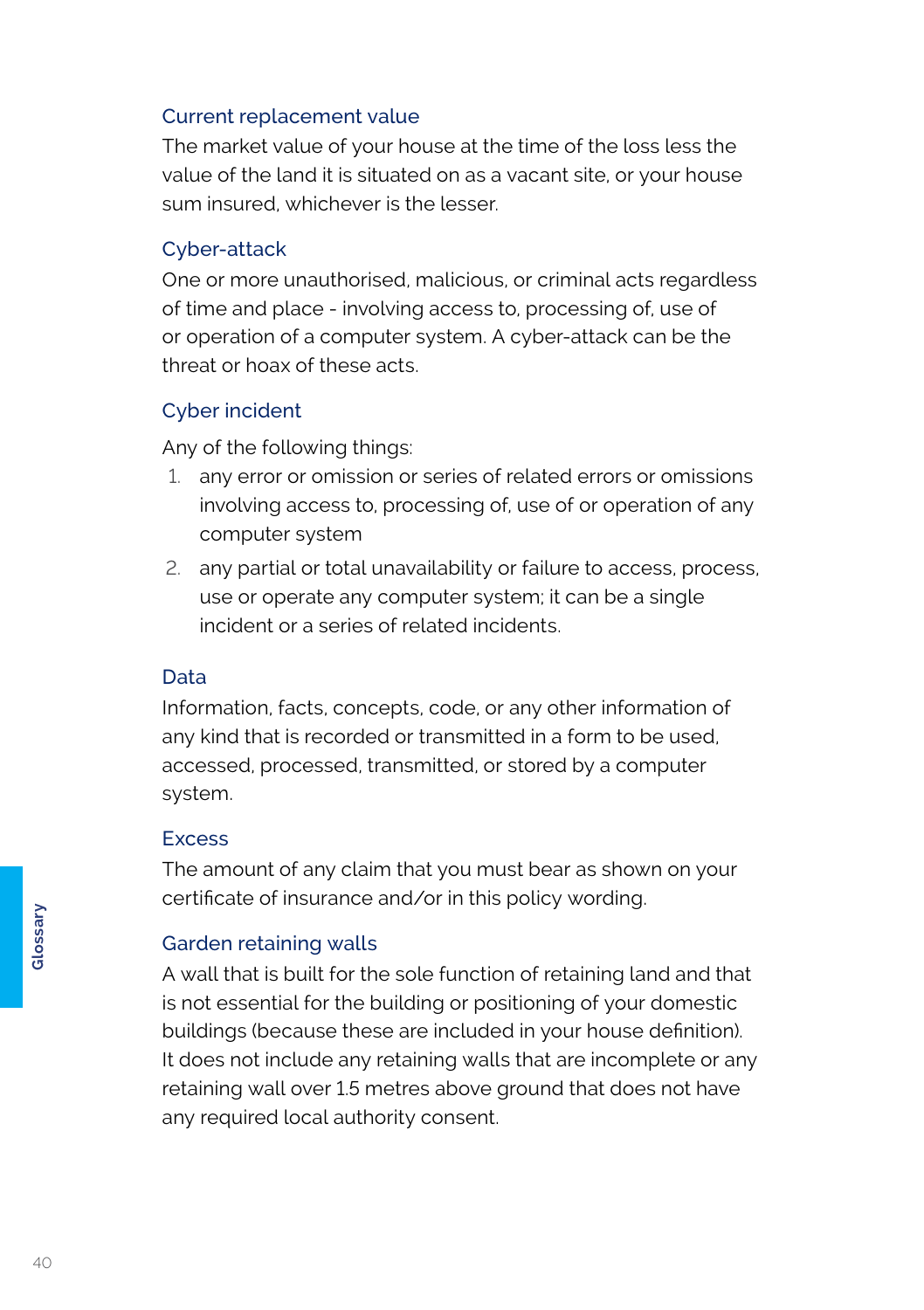### Current replacement value

The market value of your house at the time of the loss less the value of the land it is situated on as a vacant site, or your house sum insured, whichever is the lesser.

### Cyber-attack

One or more unauthorised, malicious, or criminal acts regardless of time and place - involving access to, processing of, use of or operation of a computer system. A cyber-attack can be the threat or hoax of these acts.

### Cyber incident

Any of the following things:

1. any error or omission or series of related errors or omissions involving access to, processing of, use of or operation of any computer system
2. any partial or total unavailability or failure to access, process, use or operate any computer system; it can be a single incident or a series of related incidents.

### Data

Information, facts, concepts, code, or any other information of any kind that is recorded or transmitted in a form to be used, accessed, processed, transmitted, or stored by a computer system.

### Excess

The amount of any claim that you must bear as shown on your certificate of insurance and/or in this policy wording.

### Garden retaining walls

A wall that is built for the sole function of retaining land and that is not essential for the building or positioning of your domestic buildings (because these are included in your house definition). It does not include any retaining walls that are incomplete or any retaining wall over 1.5 metres above ground that does not have any required local authority consent.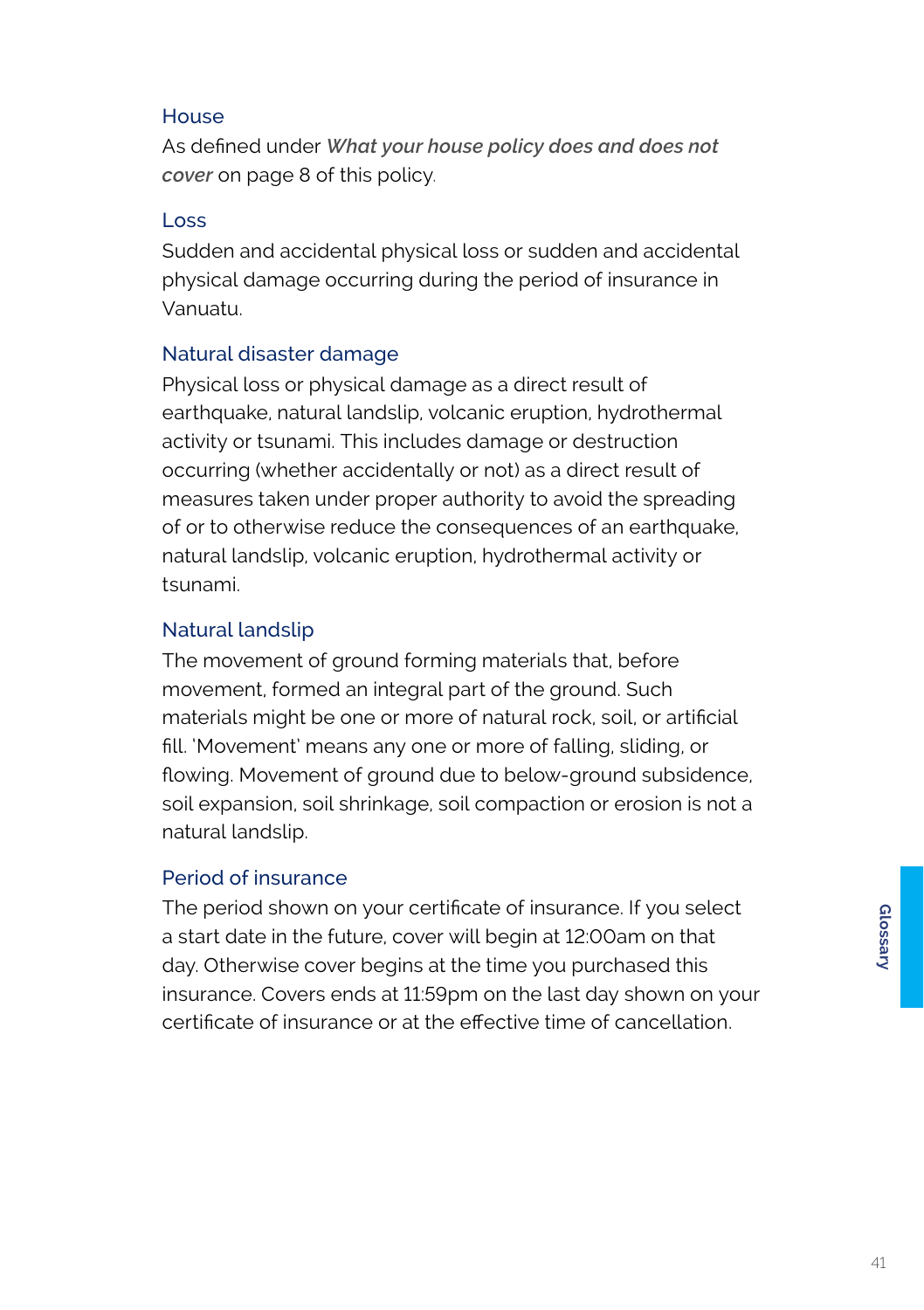### House

As defined under ***What your house policy does and does not cover*** on page 8 of this policy.

### Loss

Sudden and accidental physical loss or sudden and accidental physical damage occurring during the period of insurance in Vanuatu.

### Natural disaster damage

Physical loss or physical damage as a direct result of earthquake, natural landslip, volcanic eruption, hydrothermal activity or tsunami. This includes damage or destruction occurring (whether accidentally or not) as a direct result of measures taken under proper authority to avoid the spreading of or to otherwise reduce the consequences of an earthquake, natural landslip, volcanic eruption, hydrothermal activity or tsunami.

### Natural landslip

The movement of ground forming materials that, before movement, formed an integral part of the ground. Such materials might be one or more of natural rock, soil, or artificial fill. 'Movement' means any one or more of falling, sliding, or flowing. Movement of ground due to below-ground subsidence, soil expansion, soil shrinkage, soil compaction or erosion is not a natural landslip.

### Period of insurance

The period shown on your certificate of insurance. If you select a start date in the future, cover will begin at 12:00am on that day. Otherwise cover begins at the time you purchased this insurance. Covers ends at 11:59pm on the last day shown on your certificate of insurance or at the effective time of cancellation.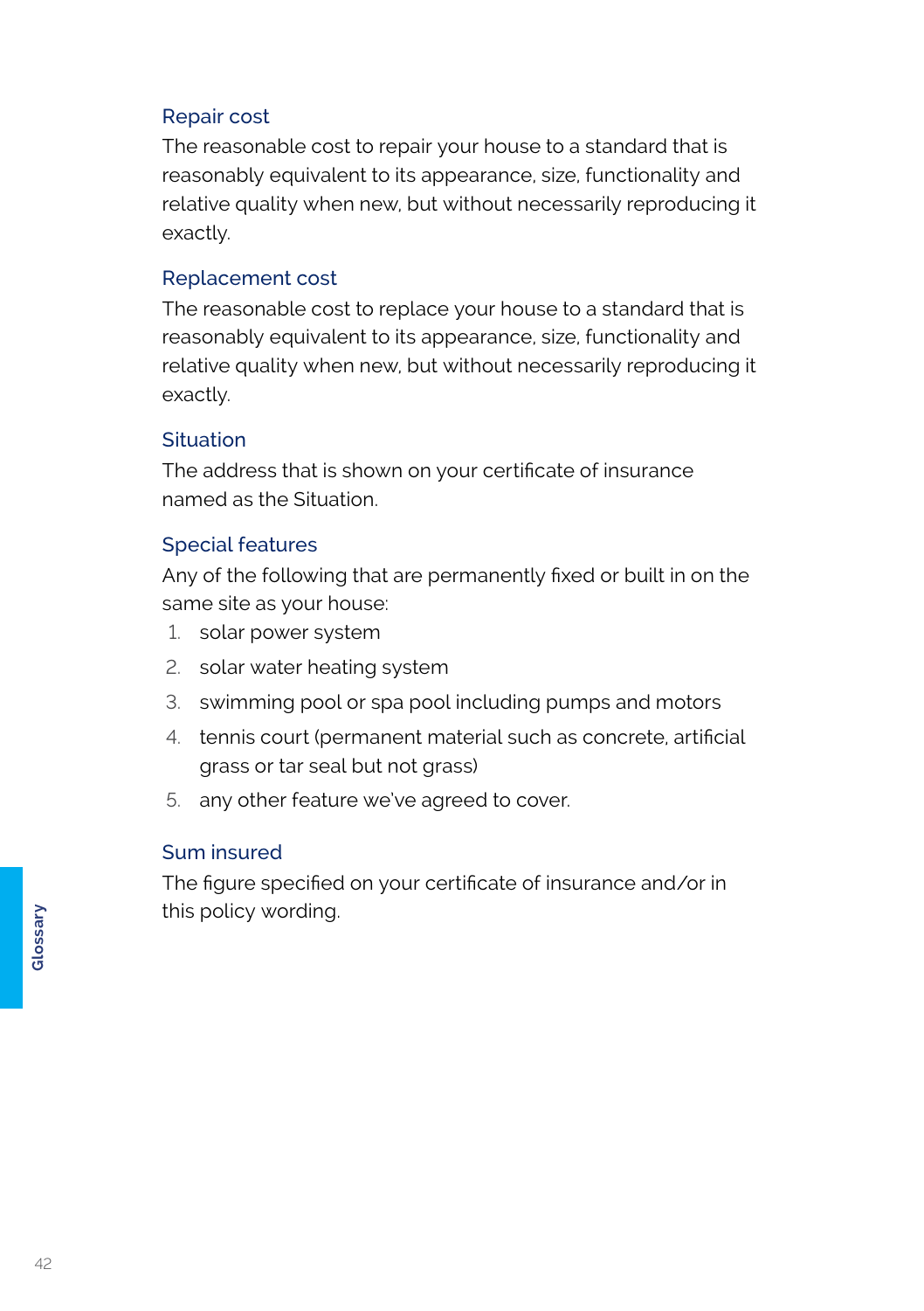### Repair cost

The reasonable cost to repair your house to a standard that is reasonably equivalent to its appearance, size, functionality and relative quality when new, but without necessarily reproducing it exactly.

### Replacement cost

The reasonable cost to replace your house to a standard that is reasonably equivalent to its appearance, size, functionality and relative quality when new, but without necessarily reproducing it exactly.

### Situation

The address that is shown on your certificate of insurance named as the Situation.

### Special features

Any of the following that are permanently fixed or built in on the same site as your house:

1. solar power system
2. solar water heating system
3. swimming pool or spa pool including pumps and motors
4. tennis court (permanent material such as concrete, artificial grass or tar seal but not grass)
5. any other feature we've agreed to cover.

### Sum insured

The figure specified on your certificate of insurance and/or in this policy wording.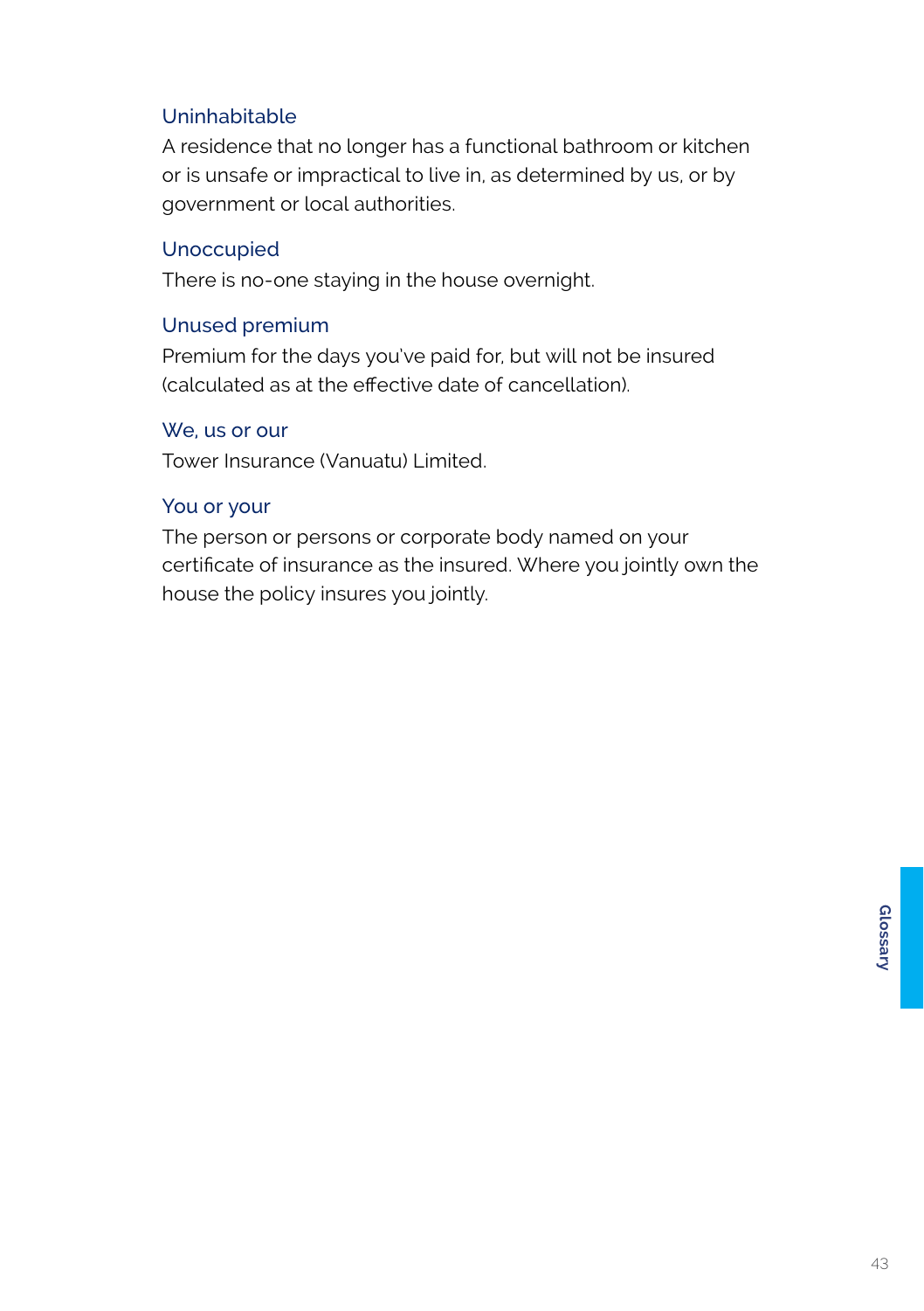### Uninhabitable

A residence that no longer has a functional bathroom or kitchen or is unsafe or impractical to live in, as determined by us, or by government or local authorities.

### Unoccupied

There is no-one staying in the house overnight.

### Unused premium

Premium for the days you've paid for, but will not be insured (calculated as at the effective date of cancellation).

### We, us or our

Tower Insurance (Vanuatu) Limited.

### You or your

The person or persons or corporate body named on your certificate of insurance as the insured. Where you jointly own the house the policy insures you jointly.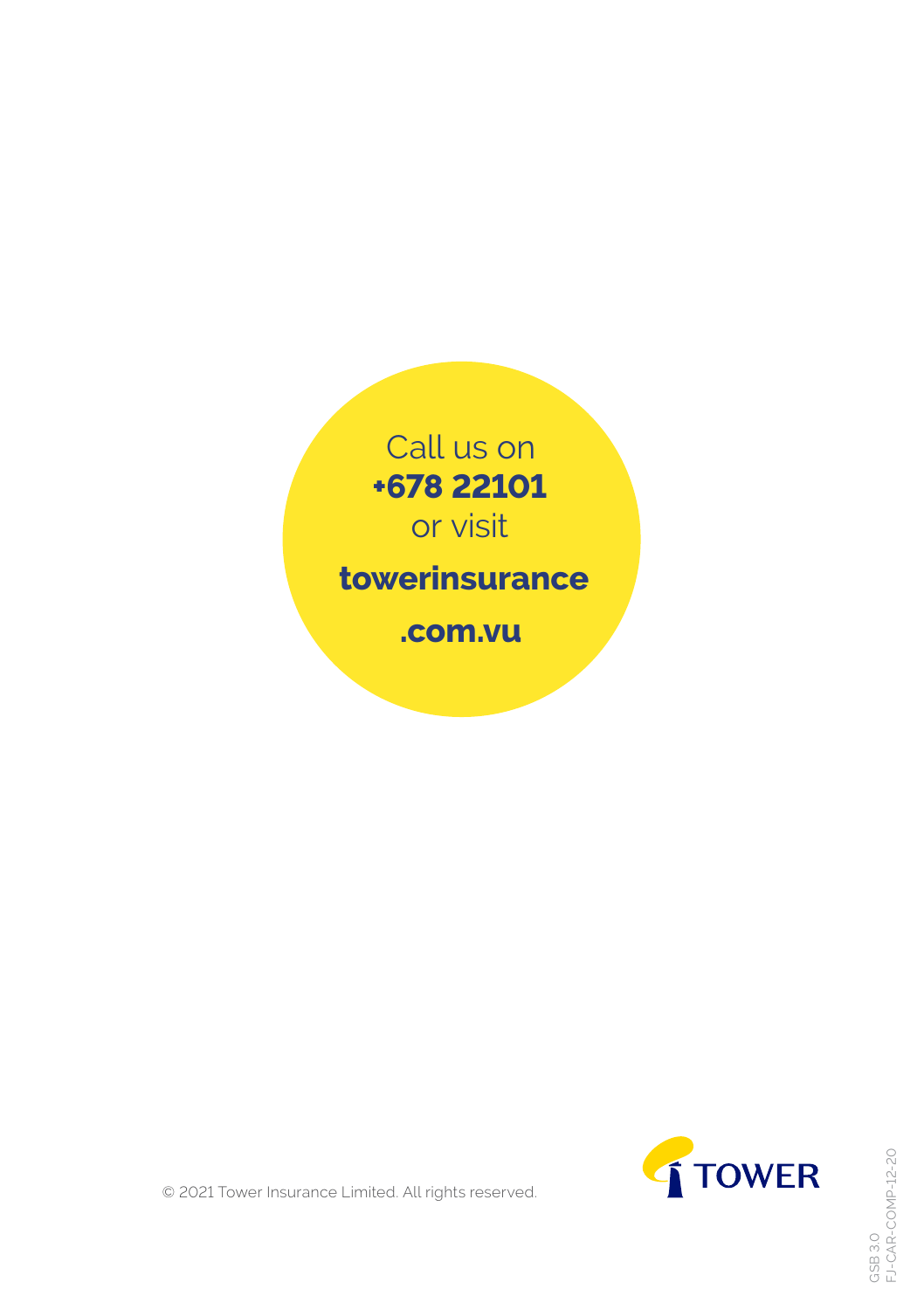Call us on
**+678 22101**
or visit
**towerinsurance.com.vu**

© 2021 Tower Insurance Limited. All rights reserved.

TOWER

GSB 3.0
FJ-CAR-COMP-12-20